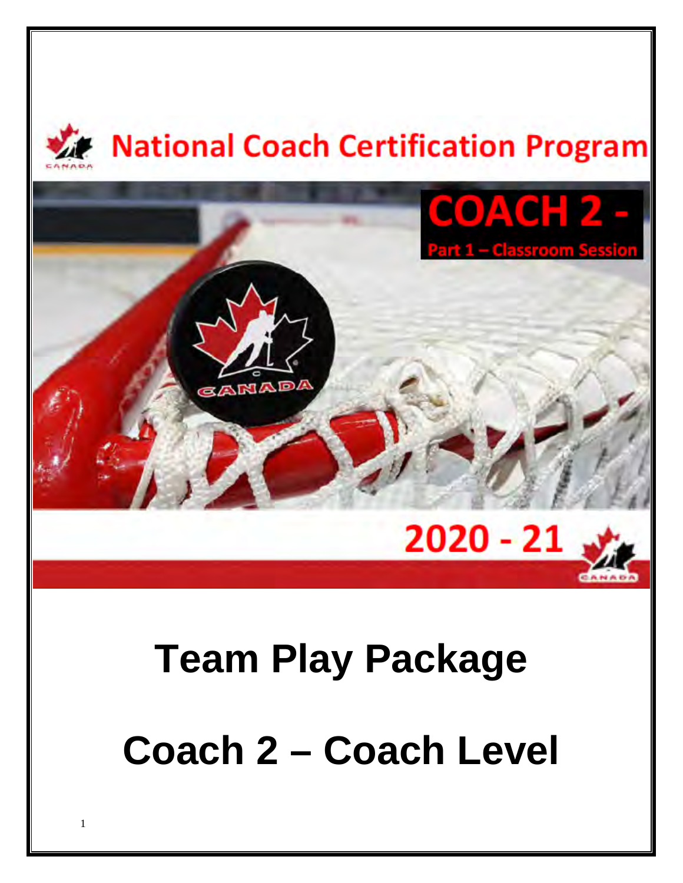# National Coach Certification Program

**COACH 2 -**

**Part 1 – Classroom Session**

**2020 - 21**

# Team Play Package

# Coach 2 – Coach Level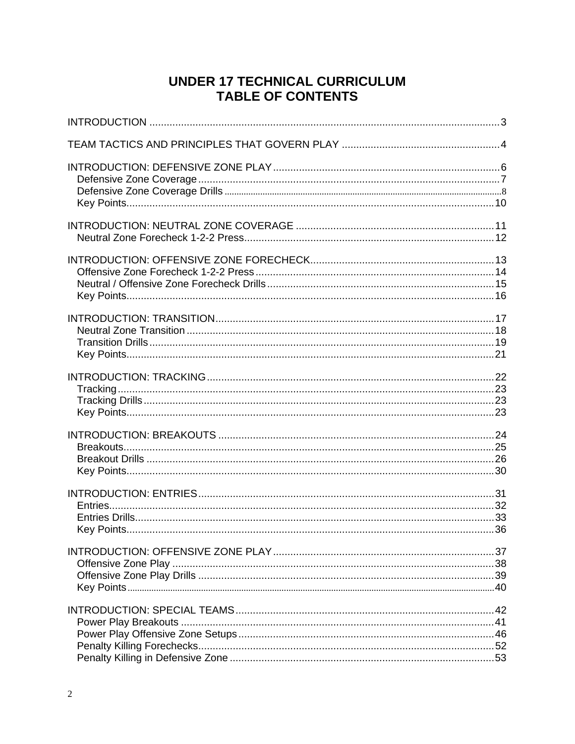# UNDER 17 TECHNICAL CURRICULUM
# TABLE OF CONTENTS

INTRODUCTION ........................................................................................................3

TEAM TACTICS AND PRINCIPLES THAT GOVERN PLAY ......................................................4

INTRODUCTION: DEFENSIVE ZONE PLAY ..................................................................6
- Defensive Zone Coverage ........................................................................................7
- Defensive Zone Coverage Drills ...............................................................................8
- Key Points................................................................................................................10

INTRODUCTION: NEUTRAL ZONE COVERAGE ...........................................................11
- Neutral Zone Forecheck 1-2-2 Press.........................................................................12

INTRODUCTION: OFFENSIVE ZONE FORECHECK.........................................................13
- Offensive Zone Forecheck 1-2-2 Press .....................................................................14
- Neutral / Offensive Zone Forecheck Drills ...............................................................15
- Key Points................................................................................................................16

INTRODUCTION: TRANSITION.....................................................................................17
- Neutral Zone Transition ...........................................................................................18
- Transition Drills ........................................................................................................19
- Key Points.................................................................................................................21

INTRODUCTION: TRACKING.........................................................................................22
- Tracking ....................................................................................................................23
- Tracking Drills ..........................................................................................................23
- Key Points..................................................................................................................23

INTRODUCTION: BREAKOUTS .....................................................................................24
- Breakouts..................................................................................................................25
- Breakout Drills .........................................................................................................26
- Key Points..................................................................................................................30

INTRODUCTION: ENTRIES............................................................................................31
- Entries.......................................................................................................................32
- Entries Drills..............................................................................................................33
- Key Points..................................................................................................................36

INTRODUCTION: OFFENSIVE ZONE PLAY ..................................................................37
- Offensive Zone Play ..................................................................................................38
- Offensive Zone Play Drills .........................................................................................39
- Key Points ..................................................................................................................40

INTRODUCTION: SPECIAL TEAMS ...............................................................................42
- Power Play Breakouts ...............................................................................................41
- Power Play Offensive Zone Setups............................................................................46
- Penalty Killing Forechecks.........................................................................................52
- Penalty Killing in Defensive Zone .............................................................................53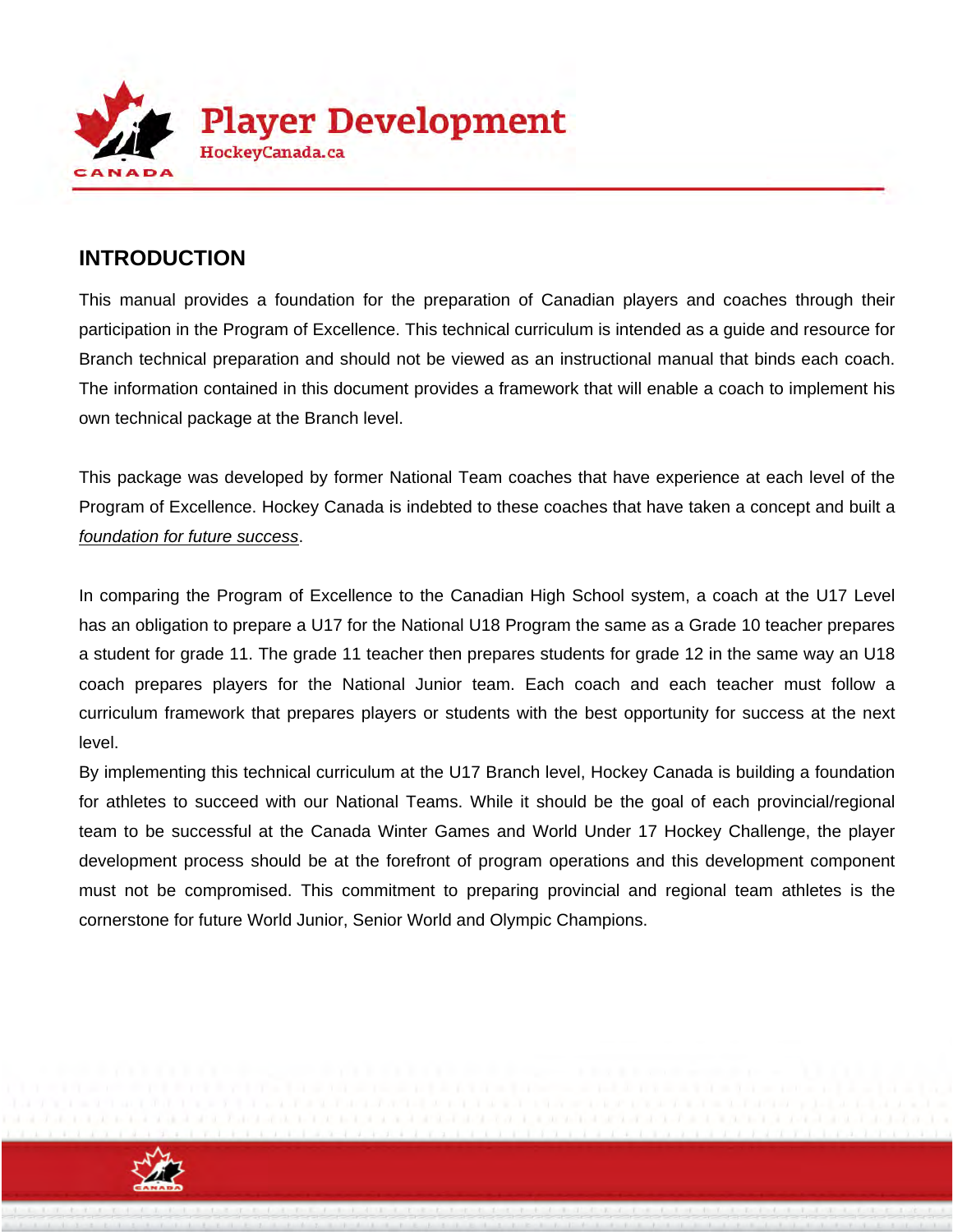## INTRODUCTION

This manual provides a foundation for the preparation of Canadian players and coaches through their participation in the Program of Excellence. This technical curriculum is intended as a guide and resource for Branch technical preparation and should not be viewed as an instructional manual that binds each coach. The information contained in this document provides a framework that will enable a coach to implement his own technical package at the Branch level.

This package was developed by former National Team coaches that have experience at each level of the Program of Excellence. Hockey Canada is indebted to these coaches that have taken a concept and built a *foundation for future success*.

In comparing the Program of Excellence to the Canadian High School system, a coach at the U17 Level has an obligation to prepare a U17 for the National U18 Program the same as a Grade 10 teacher prepares a student for grade 11. The grade 11 teacher then prepares students for grade 12 in the same way an U18 coach prepares players for the National Junior team. Each coach and each teacher must follow a curriculum framework that prepares players or students with the best opportunity for success at the next level.

By implementing this technical curriculum at the U17 Branch level, Hockey Canada is building a foundation for athletes to succeed with our National Teams. While it should be the goal of each provincial/regional team to be successful at the Canada Winter Games and World Under 17 Hockey Challenge, the player development process should be at the forefront of program operations and this development component must not be compromised. This commitment to preparing provincial and regional team athletes is the cornerstone for future World Junior, Senior World and Olympic Champions.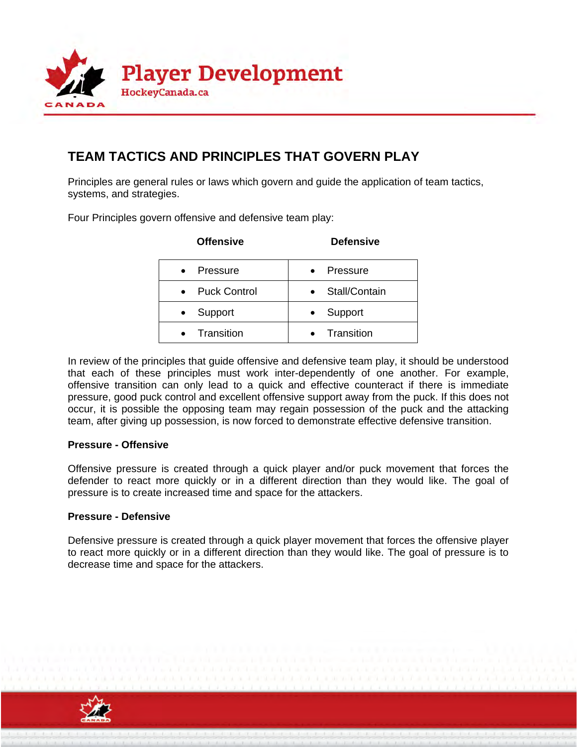## TEAM TACTICS AND PRINCIPLES THAT GOVERN PLAY

Principles are general rules or laws which govern and guide the application of team tactics, systems, and strategies.

Four Principles govern offensive and defensive team play:

| Offensive | Defensive |
|---|---|
| • Pressure | • Pressure |
| • Puck Control | • Stall/Contain |
| • Support | • Support |
| • Transition | • Transition |

In review of the principles that guide offensive and defensive team play, it should be understood that each of these principles must work inter-dependently of one another. For example, offensive transition can only lead to a quick and effective counteract if there is immediate pressure, good puck control and excellent offensive support away from the puck. If this does not occur, it is possible the opposing team may regain possession of the puck and the attacking team, after giving up possession, is now forced to demonstrate effective defensive transition.

**Pressure - Offensive**

Offensive pressure is created through a quick player and/or puck movement that forces the defender to react more quickly or in a different direction than they would like. The goal of pressure is to create increased time and space for the attackers.

**Pressure - Defensive**

Defensive pressure is created through a quick player movement that forces the offensive player to react more quickly or in a different direction than they would like. The goal of pressure is to decrease time and space for the attackers.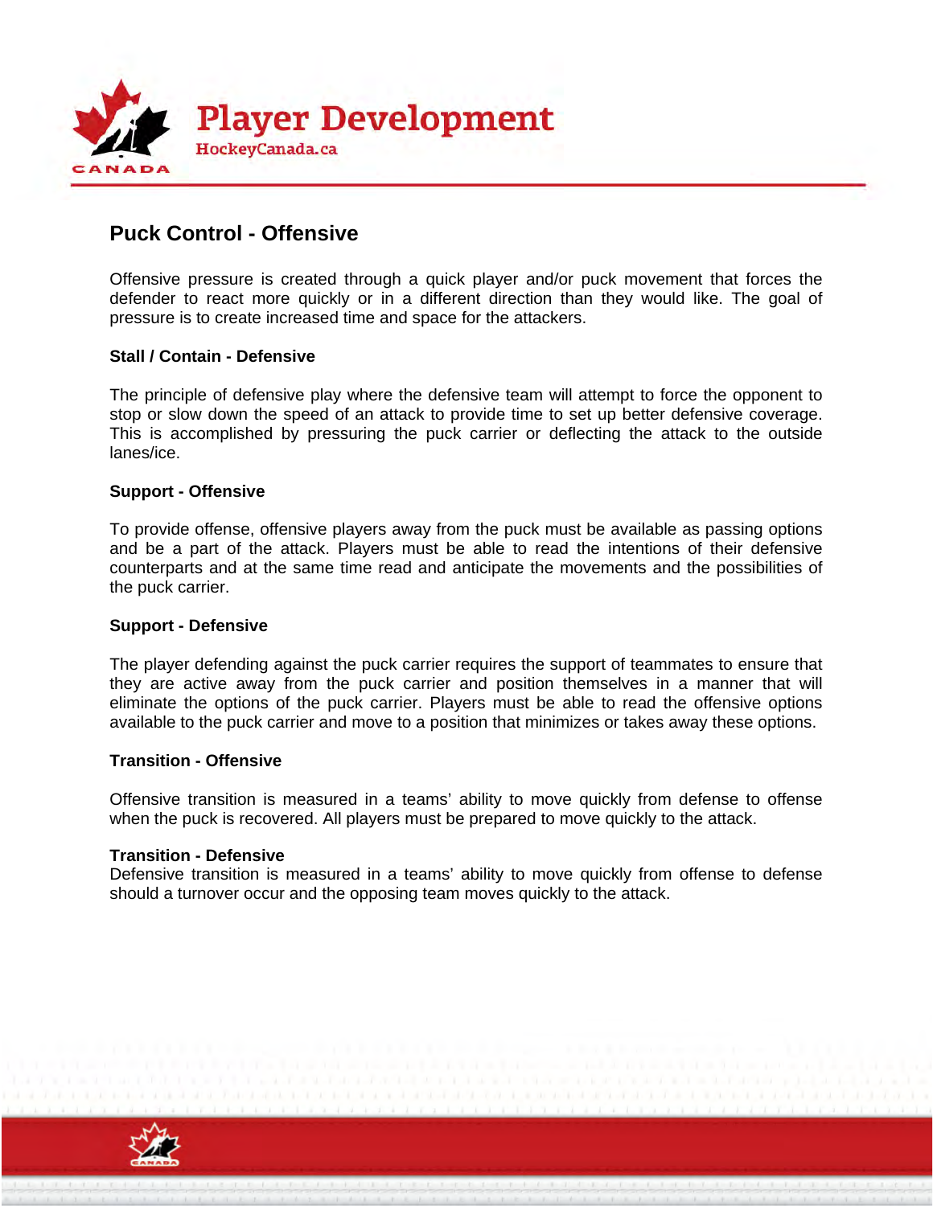## Puck Control - Offensive

Offensive pressure is created through a quick player and/or puck movement that forces the defender to react more quickly or in a different direction than they would like. The goal of pressure is to create increased time and space for the attackers.

### Stall / Contain - Defensive

The principle of defensive play where the defensive team will attempt to force the opponent to stop or slow down the speed of an attack to provide time to set up better defensive coverage. This is accomplished by pressuring the puck carrier or deflecting the attack to the outside lanes/ice.

### Support - Offensive

To provide offense, offensive players away from the puck must be available as passing options and be a part of the attack. Players must be able to read the intentions of their defensive counterparts and at the same time read and anticipate the movements and the possibilities of the puck carrier.

### Support - Defensive

The player defending against the puck carrier requires the support of teammates to ensure that they are active away from the puck carrier and position themselves in a manner that will eliminate the options of the puck carrier. Players must be able to read the offensive options available to the puck carrier and move to a position that minimizes or takes away these options.

### Transition - Offensive

Offensive transition is measured in a teams' ability to move quickly from defense to offense when the puck is recovered. All players must be prepared to move quickly to the attack.

### Transition - Defensive

Defensive transition is measured in a teams' ability to move quickly from offense to defense should a turnover occur and the opposing team moves quickly to the attack.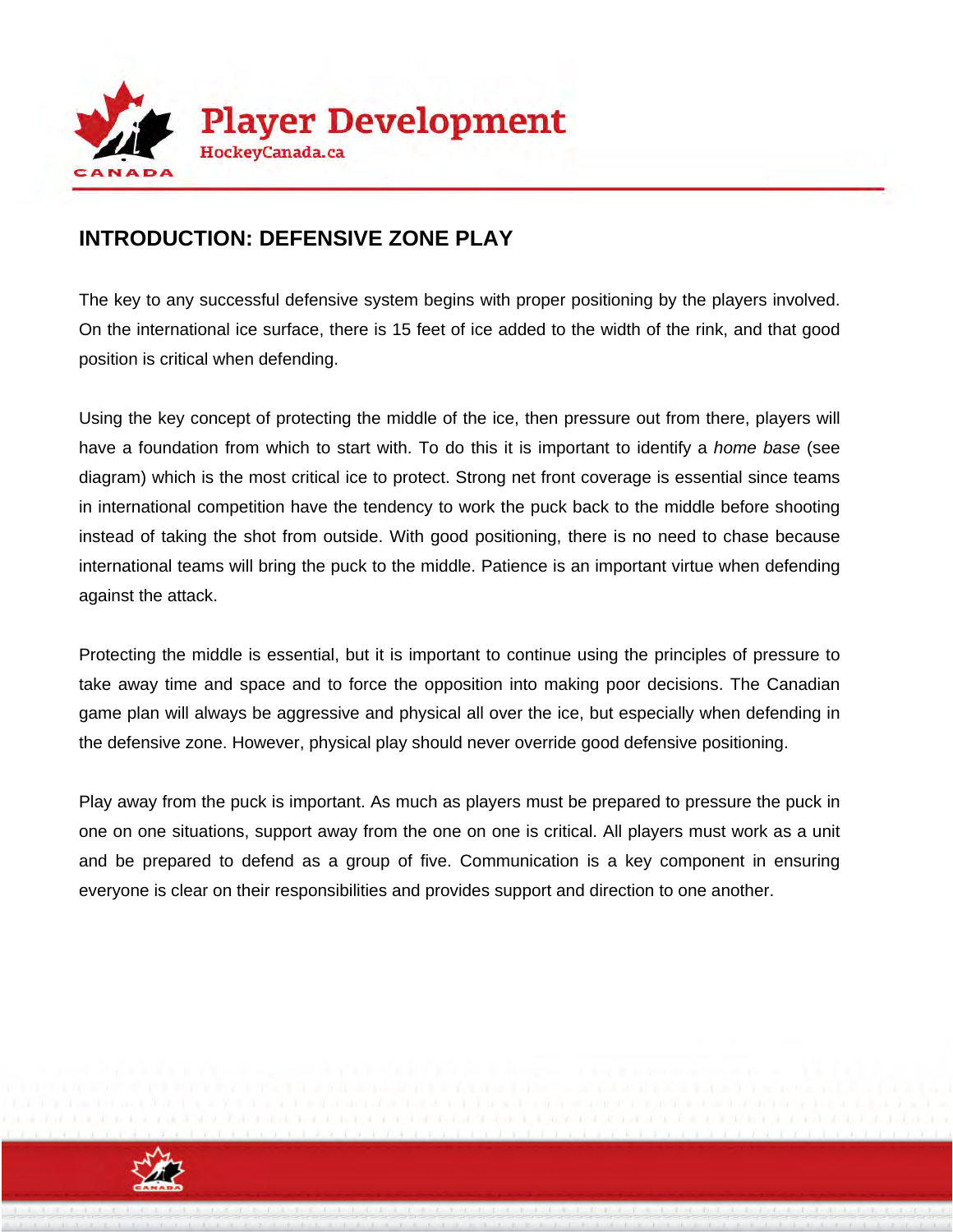## INTRODUCTION: DEFENSIVE ZONE PLAY

The key to any successful defensive system begins with proper positioning by the players involved. On the international ice surface, there is 15 feet of ice added to the width of the rink, and that good position is critical when defending.

Using the key concept of protecting the middle of the ice, then pressure out from there, players will have a foundation from which to start with. To do this it is important to identify a *home base* (see diagram) which is the most critical ice to protect. Strong net front coverage is essential since teams in international competition have the tendency to work the puck back to the middle before shooting instead of taking the shot from outside. With good positioning, there is no need to chase because international teams will bring the puck to the middle. Patience is an important virtue when defending against the attack.

Protecting the middle is essential, but it is important to continue using the principles of pressure to take away time and space and to force the opposition into making poor decisions. The Canadian game plan will always be aggressive and physical all over the ice, but especially when defending in the defensive zone. However, physical play should never override good defensive positioning.

Play away from the puck is important. As much as players must be prepared to pressure the puck in one on one situations, support away from the one on one is critical. All players must work as a unit and be prepared to defend as a group of five. Communication is a key component in ensuring everyone is clear on their responsibilities and provides support and direction to one another.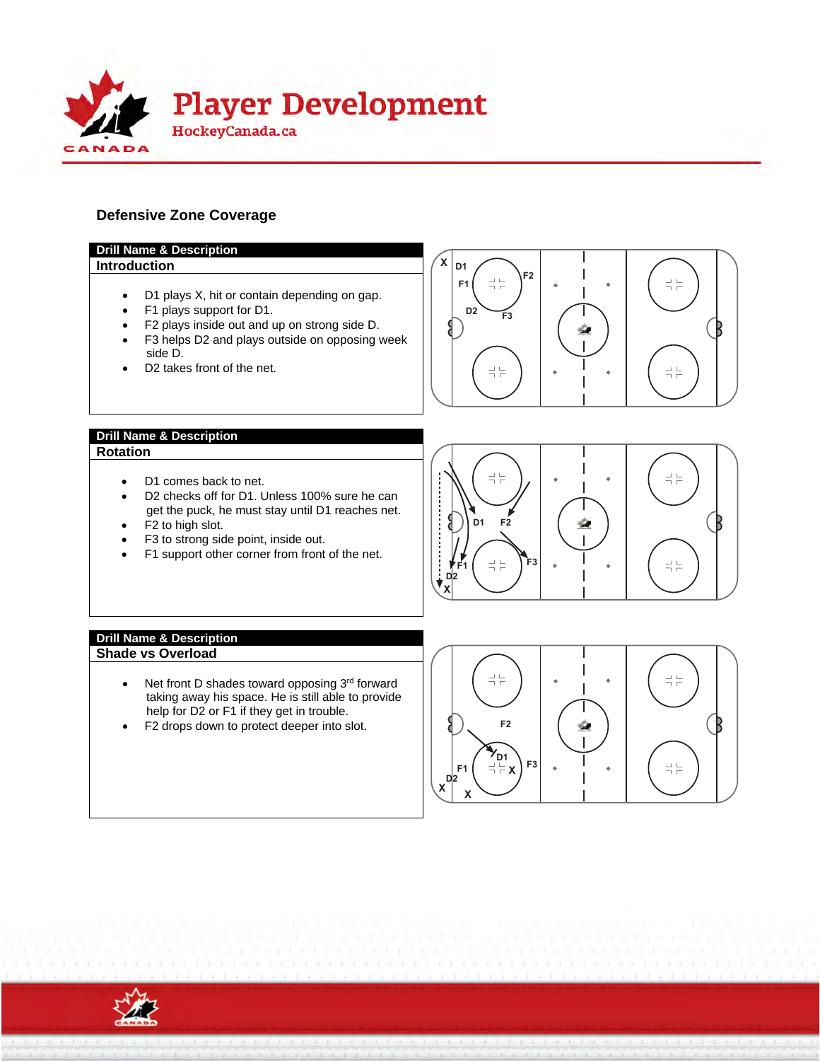## Defensive Zone Coverage

| Drill Name & Description |
| --- |
| **Introduction** |

- D1 plays X, hit or contain depending on gap.
- F1 plays support for D1.
- F2 plays inside out and up on strong side D.
- F3 helps D2 and plays outside on opposing week side D.
- D2 takes front of the net.

| Drill Name & Description |
| --- |
| **Rotation** |

- D1 comes back to net.
- D2 checks off for D1. Unless 100% sure he can get the puck, he must stay until D1 reaches net.
- F2 to high slot.
- F3 to strong side point, inside out.
- F1 support other corner from front of the net.

| Drill Name & Description |
| --- |
| **Shade vs Overload** |

- Net front D shades toward opposing 3rd forward taking away his space. He is still able to provide help for D2 or F1 if they get in trouble.
- F2 drops down to protect deeper into slot.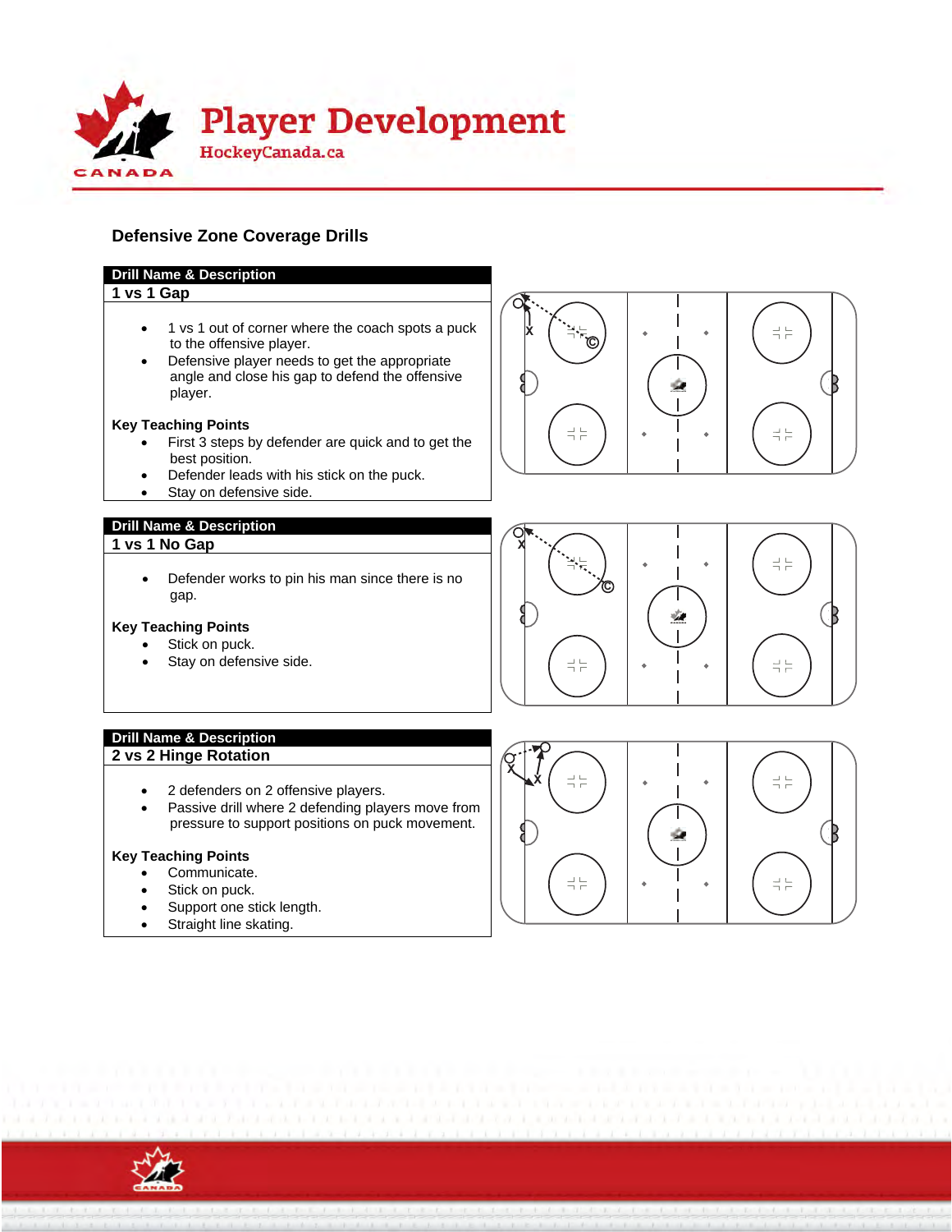## Defensive Zone Coverage Drills

| Drill Name & Description |
| --- |
| **1 vs 1 Gap** |

- 1 vs 1 out of corner where the coach spots a puck to the offensive player.
- Defensive player needs to get the appropriate angle and close his gap to defend the offensive player.

**Key Teaching Points**

- First 3 steps by defender are quick and to get the best position.
- Defender leads with his stick on the puck.
- Stay on defensive side.

| Drill Name & Description |
| --- |
| **1 vs 1 No Gap** |

- Defender works to pin his man since there is no gap.

**Key Teaching Points**

- Stick on puck.
- Stay on defensive side.

| Drill Name & Description |
| --- |
| **2 vs 2 Hinge Rotation** |

- 2 defenders on 2 offensive players.
- Passive drill where 2 defending players move from pressure to support positions on puck movement.

**Key Teaching Points**

- Communicate.
- Stick on puck.
- Support one stick length.
- Straight line skating.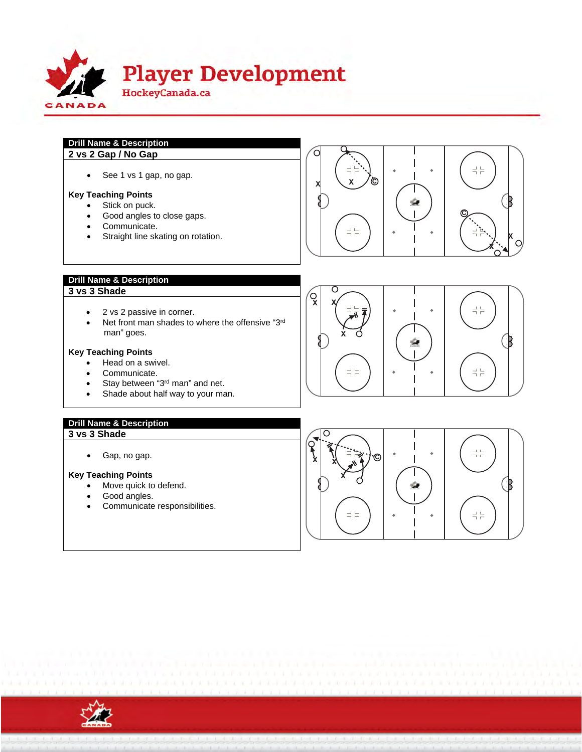**Player Development**
HockeyCanada.ca

| Drill Name & Description |
|---|
| **2 vs 2 Gap / No Gap** |

- See 1 vs 1 gap, no gap.

**Key Teaching Points**

- Stick on puck.
- Good angles to close gaps.
- Communicate.
- Straight line skating on rotation.

| Drill Name & Description |
|---|
| **3 vs 3 Shade** |

- 2 vs 2 passive in corner.
- Net front man shades to where the offensive "3rd man" goes.

**Key Teaching Points**

- Head on a swivel.
- Communicate.
- Stay between "3rd man" and net.
- Shade about half way to your man.

| Drill Name & Description |
|---|
| **3 vs 3 Shade** |

- Gap, no gap.

**Key Teaching Points**

- Move quick to defend.
- Good angles.
- Communicate responsibilities.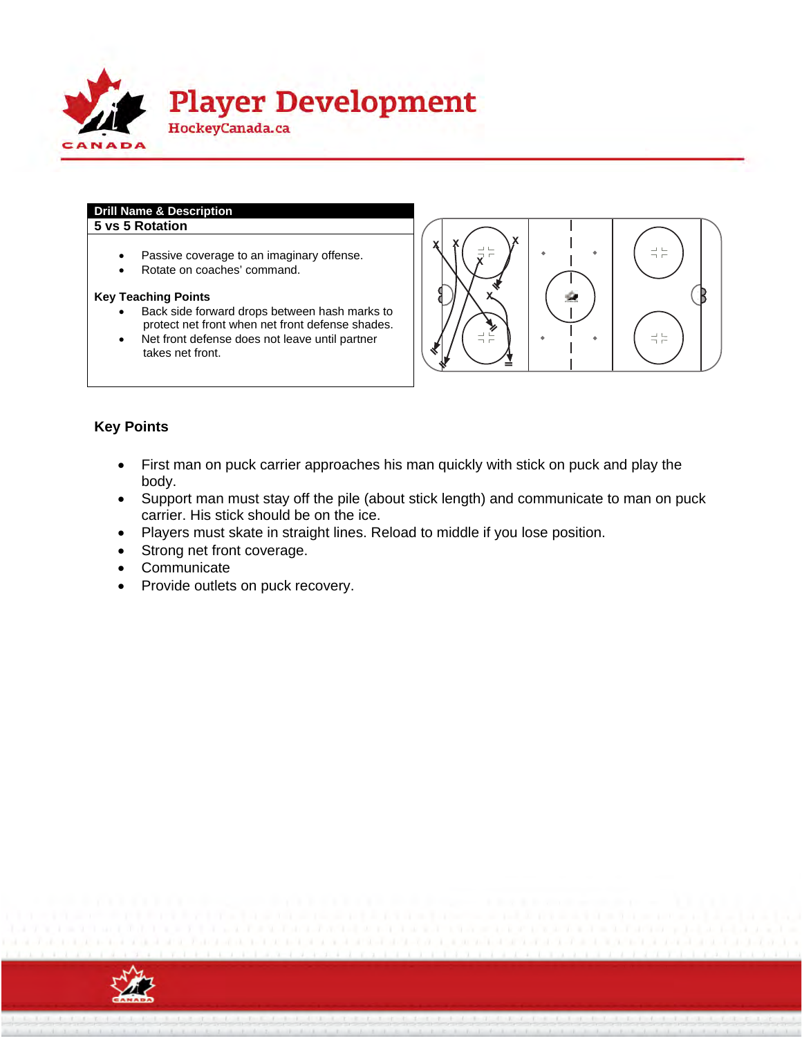| Drill Name & Description |
| --- |
| **5 vs 5 Rotation** |

- Passive coverage to an imaginary offense.
- Rotate on coaches' command.

**Key Teaching Points**

- Back side forward drops between hash marks to protect net front when net front defense shades.
- Net front defense does not leave until partner takes net front.

### Key Points

- First man on puck carrier approaches his man quickly with stick on puck and play the body.
- Support man must stay off the pile (about stick length) and communicate to man on puck carrier. His stick should be on the ice.
- Players must skate in straight lines. Reload to middle if you lose position.
- Strong net front coverage.
- Communicate
- Provide outlets on puck recovery.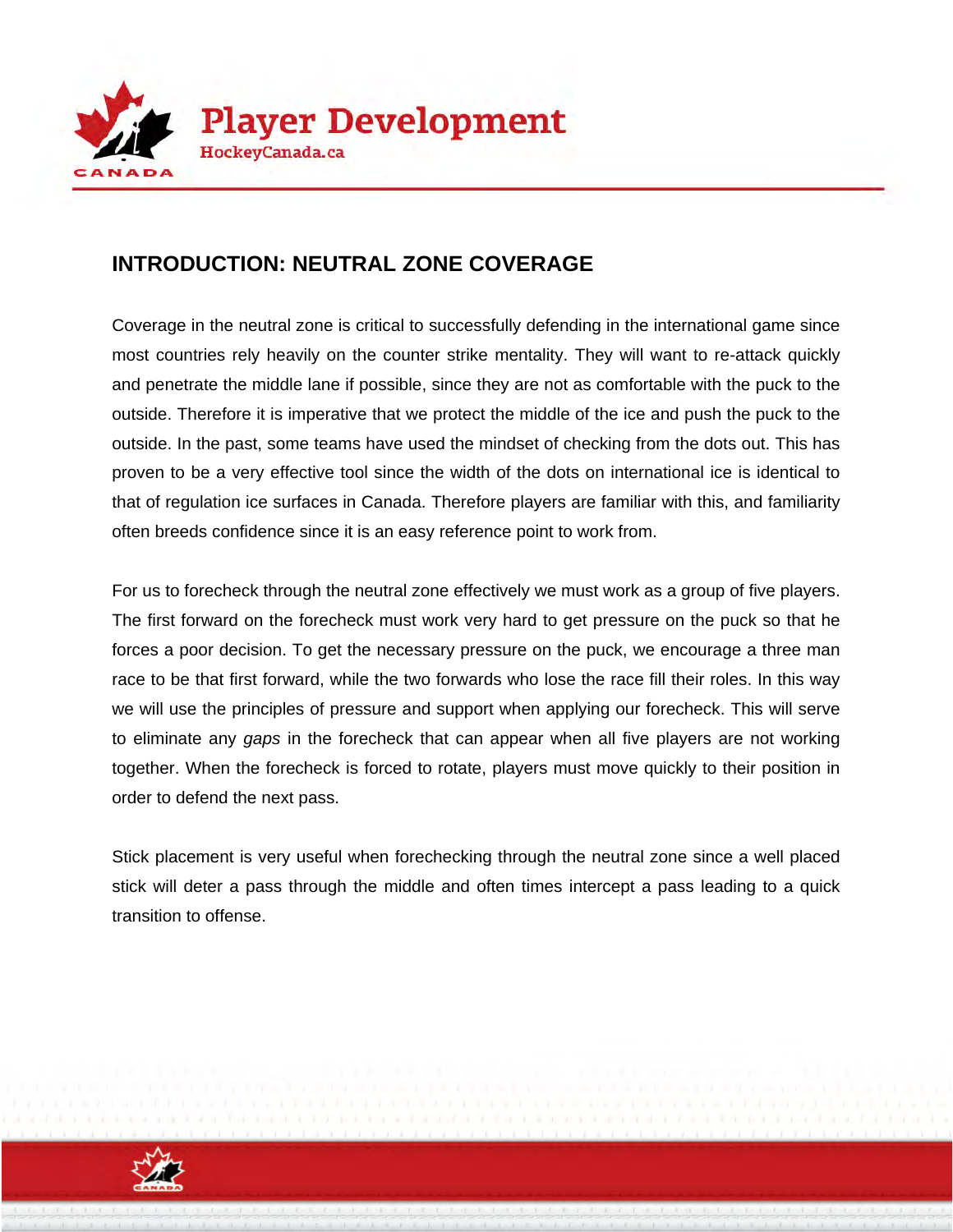## INTRODUCTION: NEUTRAL ZONE COVERAGE

Coverage in the neutral zone is critical to successfully defending in the international game since most countries rely heavily on the counter strike mentality. They will want to re-attack quickly and penetrate the middle lane if possible, since they are not as comfortable with the puck to the outside. Therefore it is imperative that we protect the middle of the ice and push the puck to the outside. In the past, some teams have used the mindset of checking from the dots out. This has proven to be a very effective tool since the width of the dots on international ice is identical to that of regulation ice surfaces in Canada. Therefore players are familiar with this, and familiarity often breeds confidence since it is an easy reference point to work from.

For us to forecheck through the neutral zone effectively we must work as a group of five players. The first forward on the forecheck must work very hard to get pressure on the puck so that he forces a poor decision. To get the necessary pressure on the puck, we encourage a three man race to be that first forward, while the two forwards who lose the race fill their roles. In this way we will use the principles of pressure and support when applying our forecheck. This will serve to eliminate any *gaps* in the forecheck that can appear when all five players are not working together. When the forecheck is forced to rotate, players must move quickly to their position in order to defend the next pass.

Stick placement is very useful when forechecking through the neutral zone since a well placed stick will deter a pass through the middle and often times intercept a pass leading to a quick transition to offense.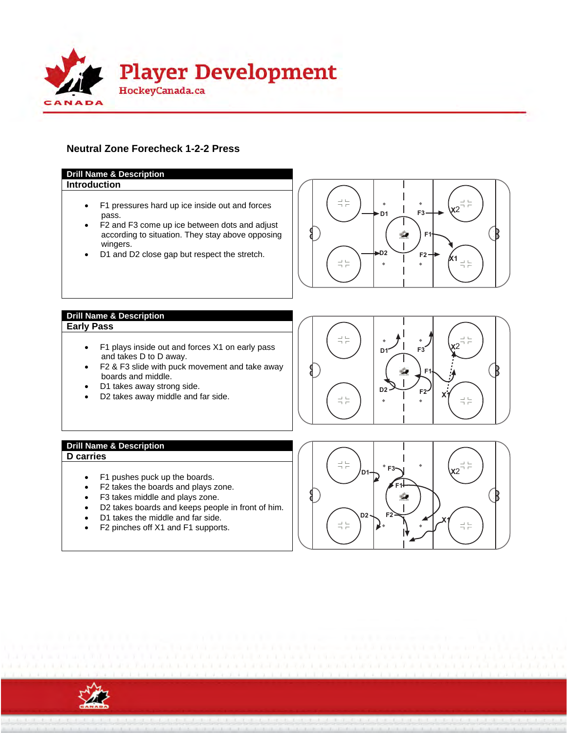## Neutral Zone Forecheck 1-2-2 Press

**Drill Name & Description**

### Introduction

- F1 pressures hard up ice inside out and forces pass.
- F2 and F3 come up ice between dots and adjust according to situation. They stay above opposing wingers.
- D1 and D2 close gap but respect the stretch.

**Drill Name & Description**

### Early Pass

- F1 plays inside out and forces X1 on early pass and takes D to D away.
- F2 & F3 slide with puck movement and take away boards and middle.
- D1 takes away strong side.
- D2 takes away middle and far side.

**Drill Name & Description**

### D carries

- F1 pushes puck up the boards.
- F2 takes the boards and plays zone.
- F3 takes middle and plays zone.
- D2 takes boards and keeps people in front of him.
- D1 takes the middle and far side.
- F2 pinches off X1 and F1 supports.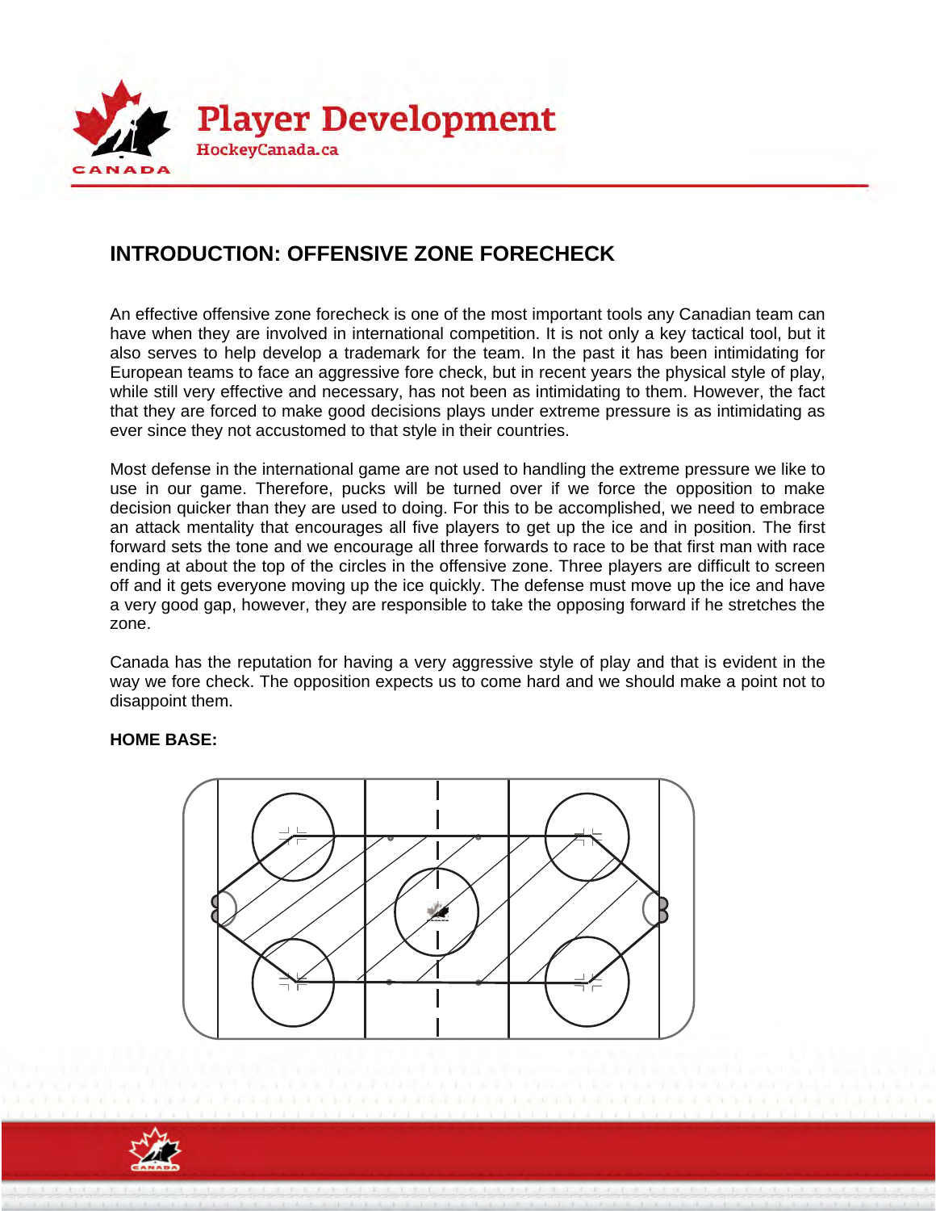## INTRODUCTION: OFFENSIVE ZONE FORECHECK

An effective offensive zone forecheck is one of the most important tools any Canadian team can have when they are involved in international competition. It is not only a key tactical tool, but it also serves to help develop a trademark for the team. In the past it has been intimidating for European teams to face an aggressive fore check, but in recent years the physical style of play, while still very effective and necessary, has not been as intimidating to them. However, the fact that they are forced to make good decisions plays under extreme pressure is as intimidating as ever since they not accustomed to that style in their countries.

Most defense in the international game are not used to handling the extreme pressure we like to use in our game. Therefore, pucks will be turned over if we force the opposition to make decision quicker than they are used to doing. For this to be accomplished, we need to embrace an attack mentality that encourages all five players to get up the ice and in position. The first forward sets the tone and we encourage all three forwards to race to be that first man with race ending at about the top of the circles in the offensive zone. Three players are difficult to screen off and it gets everyone moving up the ice quickly. The defense must move up the ice and have a very good gap, however, they are responsible to take the opposing forward if he stretches the zone.

Canada has the reputation for having a very aggressive style of play and that is evident in the way we fore check. The opposition expects us to come hard and we should make a point not to disappoint them.

**HOME BASE:**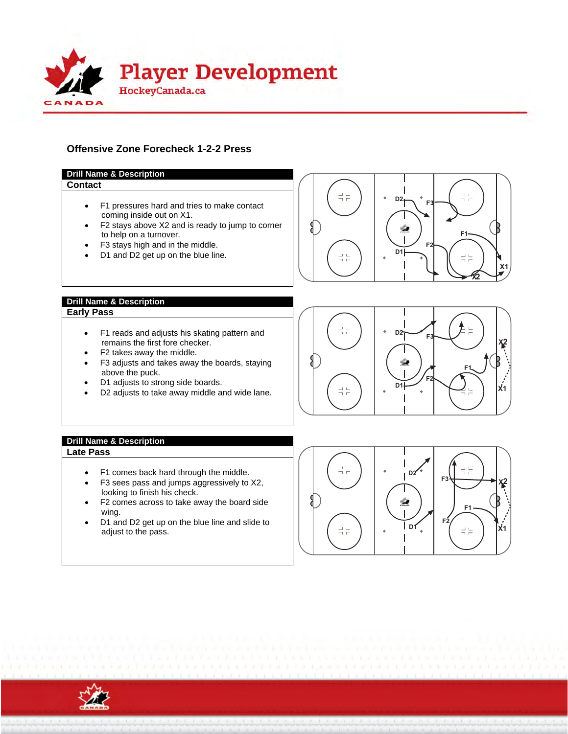## Offensive Zone Forecheck 1-2-2 Press

**Drill Name & Description**

### Contact

- F1 pressures hard and tries to make contact coming inside out on X1.
- F2 stays above X2 and is ready to jump to corner to help on a turnover.
- F3 stays high and in the middle.
- D1 and D2 get up on the blue line.

**Drill Name & Description**

### Early Pass

- F1 reads and adjusts his skating pattern and remains the first fore checker.
- F2 takes away the middle.
- F3 adjusts and takes away the boards, staying above the puck.
- D1 adjusts to strong side boards.
- D2 adjusts to take away middle and wide lane.

**Drill Name & Description**

### Late Pass

- F1 comes back hard through the middle.
- F3 sees pass and jumps aggressively to X2, looking to finish his check.
- F2 comes across to take away the board side wing.
- D1 and D2 get up on the blue line and slide to adjust to the pass.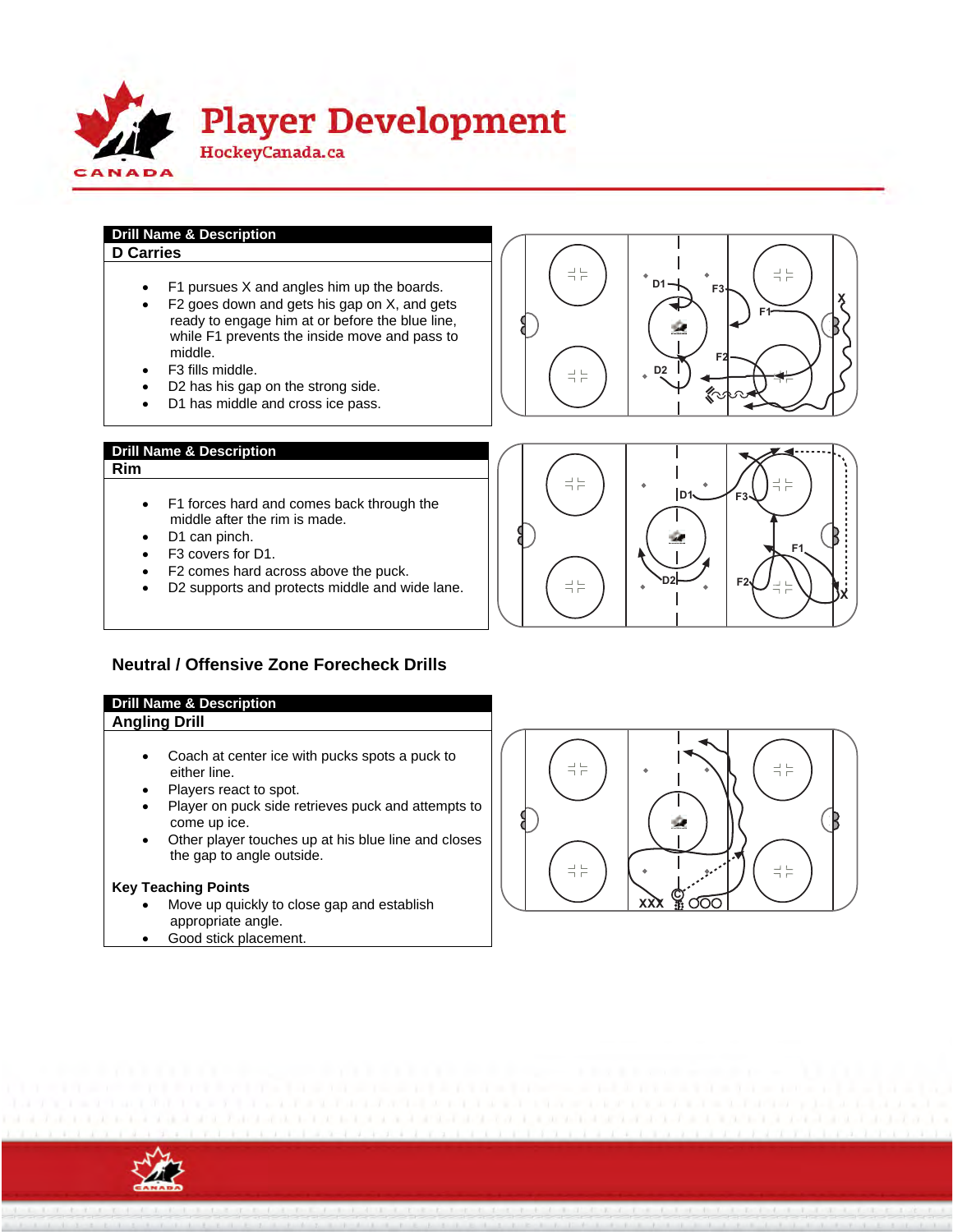# Player Development

HockeyCanada.ca

**Drill Name & Description**

**D Carries**

- F1 pursues X and angles him up the boards.
- F2 goes down and gets his gap on X, and gets ready to engage him at or before the blue line, while F1 prevents the inside move and pass to middle.
- F3 fills middle.
- D2 has his gap on the strong side.
- D1 has middle and cross ice pass.

**Drill Name & Description**

**Rim**

- F1 forces hard and comes back through the middle after the rim is made.
- D1 can pinch.
- F3 covers for D1.
- F2 comes hard across above the puck.
- D2 supports and protects middle and wide lane.

## Neutral / Offensive Zone Forecheck Drills

**Drill Name & Description**

**Angling Drill**

- Coach at center ice with pucks spots a puck to either line.
- Players react to spot.
- Player on puck side retrieves puck and attempts to come up ice.
- Other player touches up at his blue line and closes the gap to angle outside.

**Key Teaching Points**

- Move up quickly to close gap and establish appropriate angle.
- Good stick placement.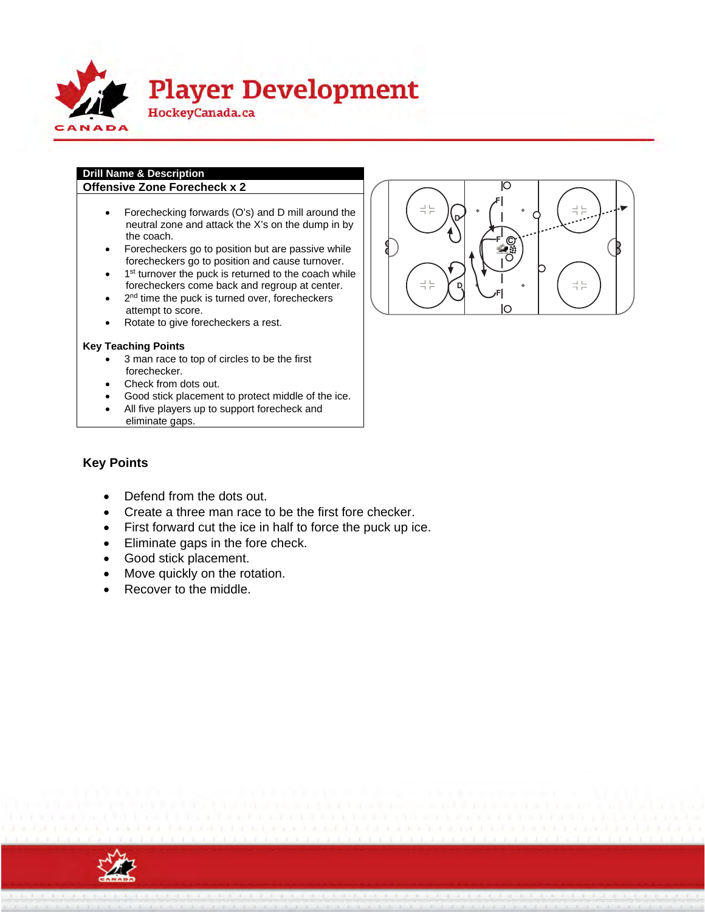## Drill Name & Description

**Offensive Zone Forecheck x 2**

- Forechecking forwards (O's) and D mill around the neutral zone and attack the X's on the dump in by the coach.
- Forecheckers go to position but are passive while forecheckers go to position and cause turnover.
- 1st turnover the puck is returned to the coach while forecheckers come back and regroup at center.
- 2nd time the puck is turned over, forecheckers attempt to score.
- Rotate to give forecheckers a rest.

**Key Teaching Points**

- 3 man race to top of circles to be the first forechecker.
- Check from dots out.
- Good stick placement to protect middle of the ice.
- All five players up to support forecheck and eliminate gaps.

### Key Points

- Defend from the dots out.
- Create a three man race to be the first fore checker.
- First forward cut the ice in half to force the puck up ice.
- Eliminate gaps in the fore check.
- Good stick placement.
- Move quickly on the rotation.
- Recover to the middle.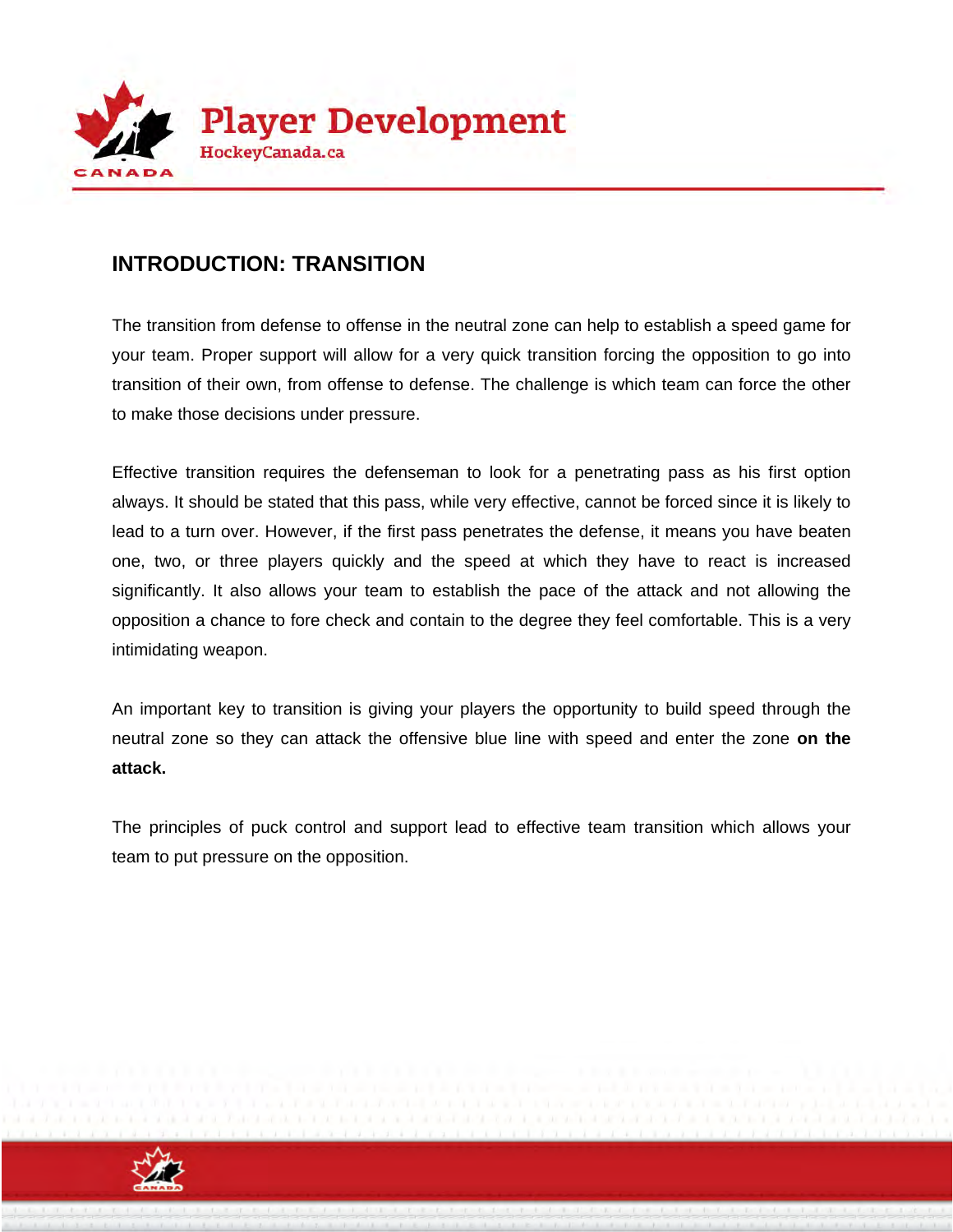## INTRODUCTION: TRANSITION

The transition from defense to offense in the neutral zone can help to establish a speed game for your team. Proper support will allow for a very quick transition forcing the opposition to go into transition of their own, from offense to defense. The challenge is which team can force the other to make those decisions under pressure.

Effective transition requires the defenseman to look for a penetrating pass as his first option always. It should be stated that this pass, while very effective, cannot be forced since it is likely to lead to a turn over. However, if the first pass penetrates the defense, it means you have beaten one, two, or three players quickly and the speed at which they have to react is increased significantly. It also allows your team to establish the pace of the attack and not allowing the opposition a chance to fore check and contain to the degree they feel comfortable. This is a very intimidating weapon.

An important key to transition is giving your players the opportunity to build speed through the neutral zone so they can attack the offensive blue line with speed and enter the zone **on the attack.**

The principles of puck control and support lead to effective team transition which allows your team to put pressure on the opposition.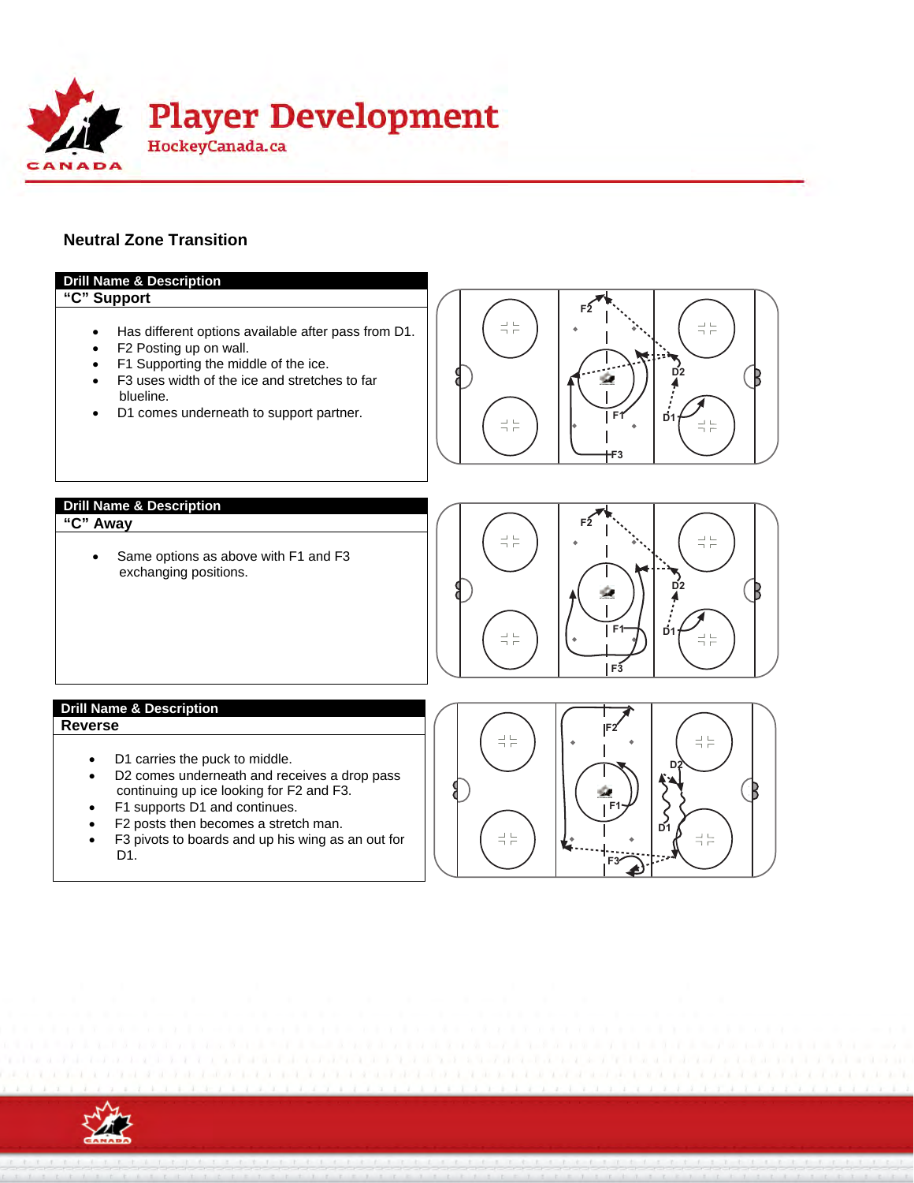# Neutral Zone Transition

## Drill Name & Description

### "C" Support

- Has different options available after pass from D1.
- F2 Posting up on wall.
- F1 Supporting the middle of the ice.
- F3 uses width of the ice and stretches to far blueline.
- D1 comes underneath to support partner.

## Drill Name & Description

### "C" Away

- Same options as above with F1 and F3 exchanging positions.

## Drill Name & Description

### Reverse

- D1 carries the puck to middle.
- D2 comes underneath and receives a drop pass continuing up ice looking for F2 and F3.
- F1 supports D1 and continues.
- F2 posts then becomes a stretch man.
- F3 pivots to boards and up his wing as an out for D1.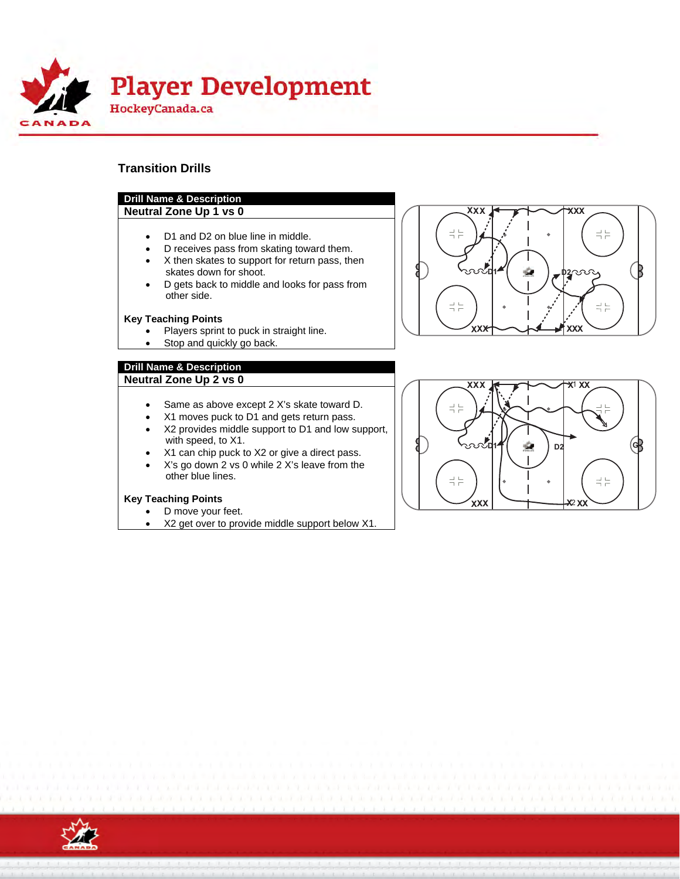## Transition Drills

**Drill Name & Description**

### Neutral Zone Up 1 vs 0

- D1 and D2 on blue line in middle.
- D receives pass from skating toward them.
- X then skates to support for return pass, then skates down for shoot.
- D gets back to middle and looks for pass from other side.

**Key Teaching Points**

- Players sprint to puck in straight line.
- Stop and quickly go back.

**Drill Name & Description**

### Neutral Zone Up 2 vs 0

- Same as above except 2 X's skate toward D.
- X1 moves puck to D1 and gets return pass.
- X2 provides middle support to D1 and low support, with speed, to X1.
- X1 can chip puck to X2 or give a direct pass.
- X's go down 2 vs 0 while 2 X's leave from the other blue lines.

**Key Teaching Points**

- D move your feet.
- X2 get over to provide middle support below X1.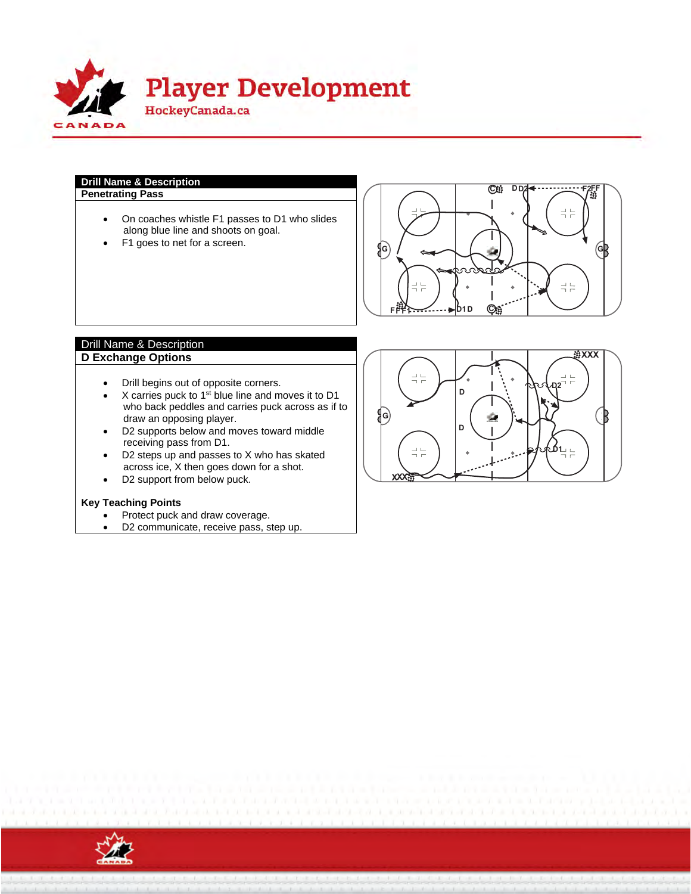| Drill Name & Description |
| --- |
| **Penetrating Pass** |

- On coaches whistle F1 passes to D1 who slides along blue line and shoots on goal.
- F1 goes to net for a screen.

| Drill Name & Description |
| --- |
| **D Exchange Options** |

- Drill begins out of opposite corners.
- X carries puck to 1st blue line and moves it to D1 who back peddles and carries puck across as if to draw an opposing player.
- D2 supports below and moves toward middle receiving pass from D1.
- D2 steps up and passes to X who has skated across ice, X then goes down for a shot.
- D2 support from below puck.

**Key Teaching Points**

- Protect puck and draw coverage.
- D2 communicate, receive pass, step up.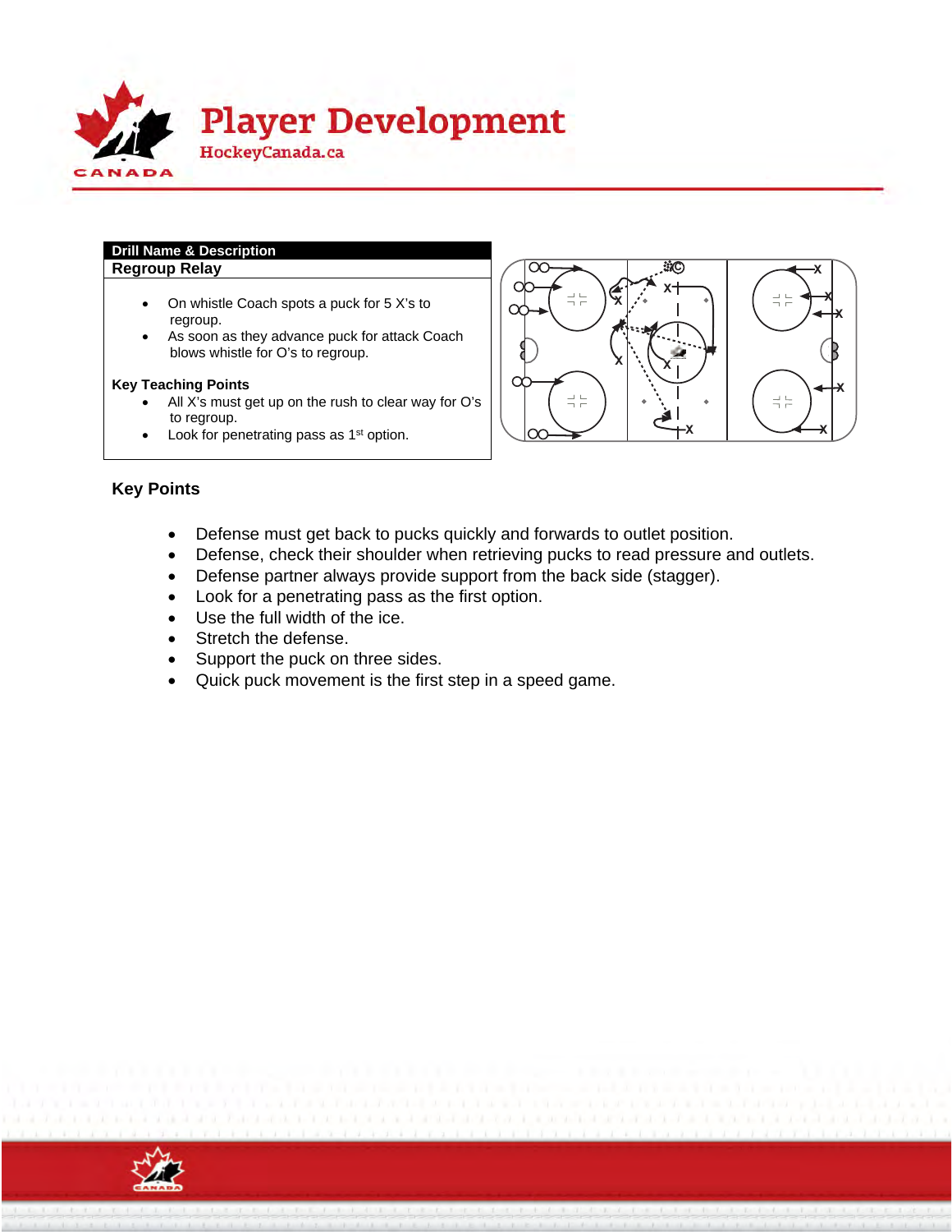| Drill Name & Description |
| --- |
| **Regroup Relay** |

- On whistle Coach spots a puck for 5 X's to regroup.
- As soon as they advance puck for attack Coach blows whistle for O's to regroup.

**Key Teaching Points**

- All X's must get up on the rush to clear way for O's to regroup.
- Look for penetrating pass as 1st option.

## Key Points

- Defense must get back to pucks quickly and forwards to outlet position.
- Defense, check their shoulder when retrieving pucks to read pressure and outlets.
- Defense partner always provide support from the back side (stagger).
- Look for a penetrating pass as the first option.
- Use the full width of the ice.
- Stretch the defense.
- Support the puck on three sides.
- Quick puck movement is the first step in a speed game.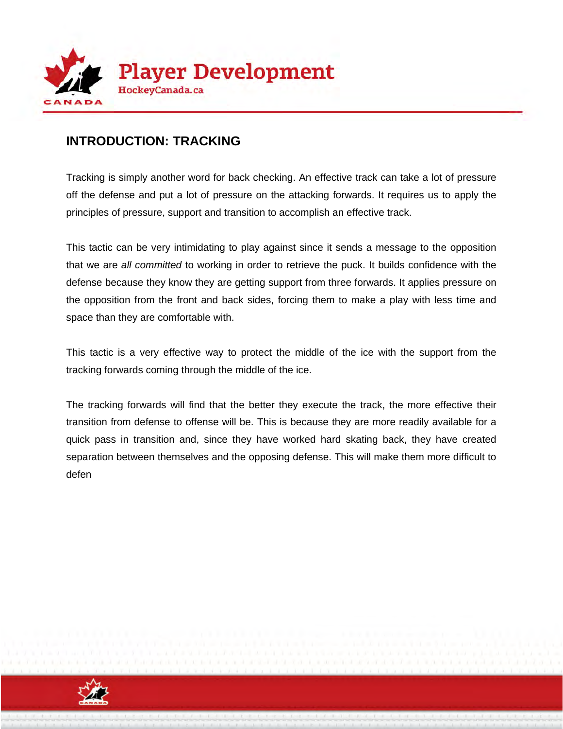## INTRODUCTION: TRACKING

Tracking is simply another word for back checking. An effective track can take a lot of pressure off the defense and put a lot of pressure on the attacking forwards. It requires us to apply the principles of pressure, support and transition to accomplish an effective track.

This tactic can be very intimidating to play against since it sends a message to the opposition that we are *all committed* to working in order to retrieve the puck. It builds confidence with the defense because they know they are getting support from three forwards. It applies pressure on the opposition from the front and back sides, forcing them to make a play with less time and space than they are comfortable with.

This tactic is a very effective way to protect the middle of the ice with the support from the tracking forwards coming through the middle of the ice.

The tracking forwards will find that the better they execute the track, the more effective their transition from defense to offense will be. This is because they are more readily available for a quick pass in transition and, since they have worked hard skating back, they have created separation between themselves and the opposing defense. This will make them more difficult to defen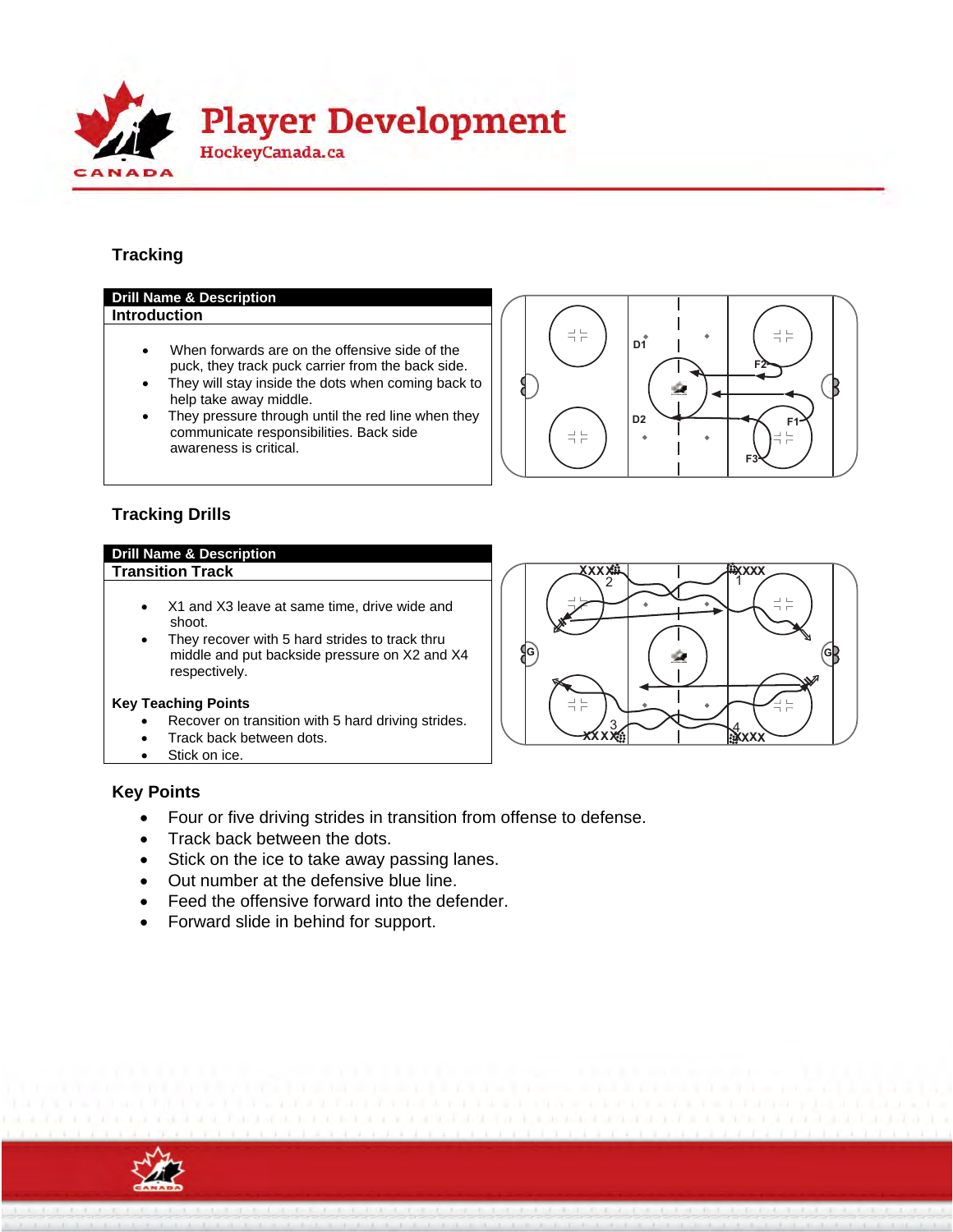## Tracking

| Drill Name & Description |
|---|
| **Introduction** |
| • When forwards are on the offensive side of the puck, they track puck carrier from the back side.<br>• They will stay inside the dots when coming back to help take away middle.<br>• They pressure through until the red line when they communicate responsibilities. Back side awareness is critical. |

## Tracking Drills

| Drill Name & Description |
|---|
| **Transition Track** |
| • X1 and X3 leave at same time, drive wide and shoot.<br>• They recover with 5 hard strides to track thru middle and put backside pressure on X2 and X4 respectively.<br><br>**Key Teaching Points**<br>• Recover on transition with 5 hard driving strides.<br>• Track back between dots.<br>• Stick on ice. |

## Key Points

- Four or five driving strides in transition from offense to defense.
- Track back between the dots.
- Stick on the ice to take away passing lanes.
- Out number at the defensive blue line.
- Feed the offensive forward into the defender.
- Forward slide in behind for support.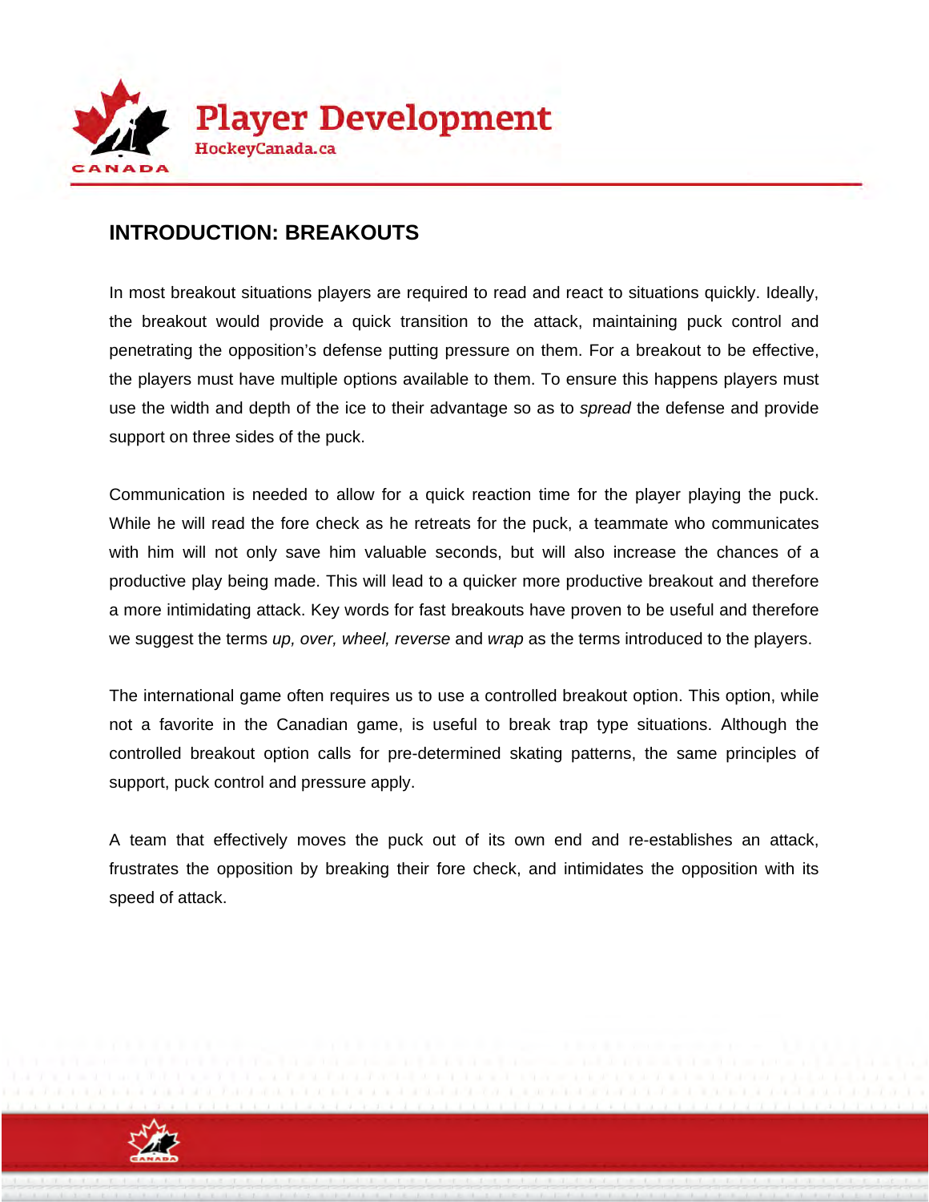## INTRODUCTION: BREAKOUTS

In most breakout situations players are required to read and react to situations quickly. Ideally, the breakout would provide a quick transition to the attack, maintaining puck control and penetrating the opposition's defense putting pressure on them. For a breakout to be effective, the players must have multiple options available to them. To ensure this happens players must use the width and depth of the ice to their advantage so as to *spread* the defense and provide support on three sides of the puck.

Communication is needed to allow for a quick reaction time for the player playing the puck. While he will read the fore check as he retreats for the puck, a teammate who communicates with him will not only save him valuable seconds, but will also increase the chances of a productive play being made. This will lead to a quicker more productive breakout and therefore a more intimidating attack. Key words for fast breakouts have proven to be useful and therefore we suggest the terms *up, over, wheel, reverse* and *wrap* as the terms introduced to the players.

The international game often requires us to use a controlled breakout option. This option, while not a favorite in the Canadian game, is useful to break trap type situations. Although the controlled breakout option calls for pre-determined skating patterns, the same principles of support, puck control and pressure apply.

A team that effectively moves the puck out of its own end and re-establishes an attack, frustrates the opposition by breaking their fore check, and intimidates the opposition with its speed of attack.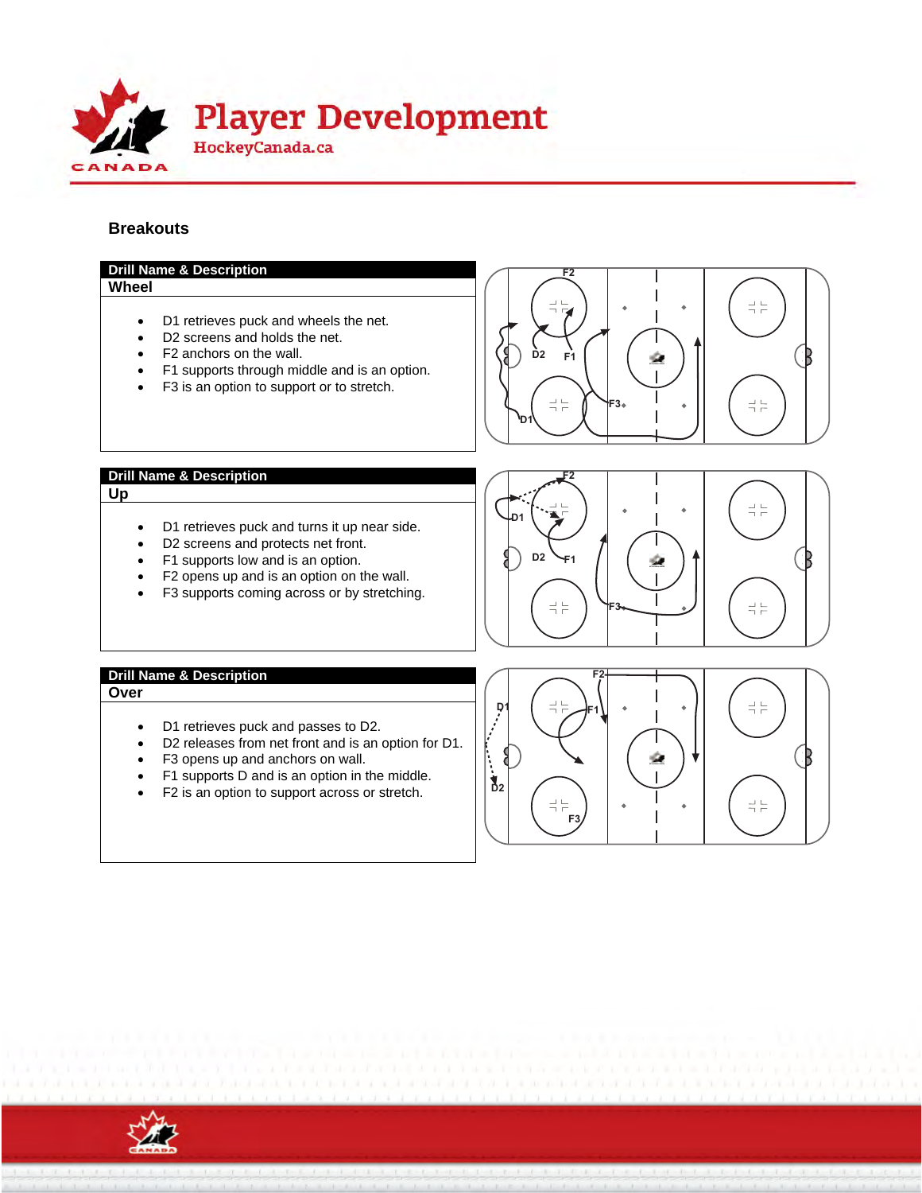## Breakouts

**Drill Name & Description**

**Wheel**

- D1 retrieves puck and wheels the net.
- D2 screens and holds the net.
- F2 anchors on the wall.
- F1 supports through middle and is an option.
- F3 is an option to support or to stretch.

**Drill Name & Description**

**Up**

- D1 retrieves puck and turns it up near side.
- D2 screens and protects net front.
- F1 supports low and is an option.
- F2 opens up and is an option on the wall.
- F3 supports coming across or by stretching.

**Drill Name & Description**

**Over**

- D1 retrieves puck and passes to D2.
- D2 releases from net front and is an option for D1.
- F3 opens up and anchors on wall.
- F1 supports D and is an option in the middle.
- F2 is an option to support across or stretch.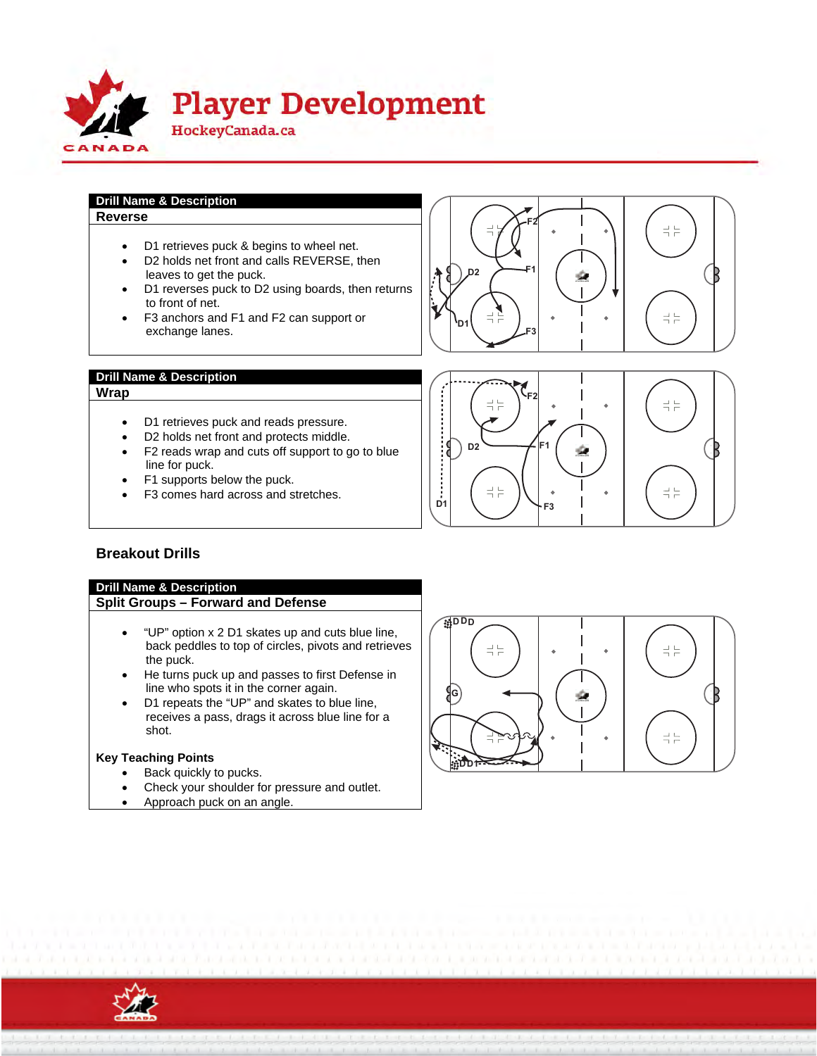## Drill Name & Description

### Reverse

- D1 retrieves puck & begins to wheel net.
- D2 holds net front and calls REVERSE, then leaves to get the puck.
- D1 reverses puck to D2 using boards, then returns to front of net.
- F3 anchors and F1 and F2 can support or exchange lanes.

## Drill Name & Description

### Wrap

- D1 retrieves puck and reads pressure.
- D2 holds net front and protects middle.
- F2 reads wrap and cuts off support to go to blue line for puck.
- F1 supports below the puck.
- F3 comes hard across and stretches.

# Breakout Drills

## Drill Name & Description

### Split Groups – Forward and Defense

- "UP" option x 2 D1 skates up and cuts blue line, back peddles to top of circles, pivots and retrieves the puck.
- He turns puck up and passes to first Defense in line who spots it in the corner again.
- D1 repeats the "UP" and skates to blue line, receives a pass, drags it across blue line for a shot.

**Key Teaching Points**

- Back quickly to pucks.
- Check your shoulder for pressure and outlet.
- Approach puck on an angle.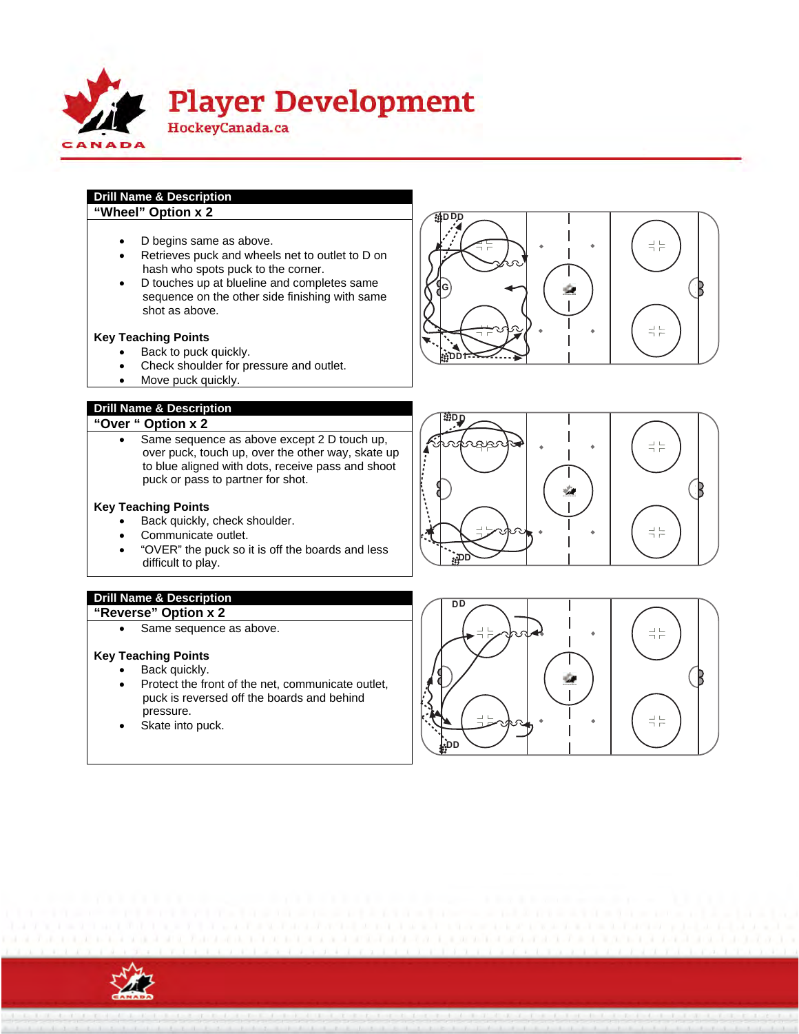## Drill Name & Description

### "Wheel" Option x 2

- D begins same as above.
- Retrieves puck and wheels net to outlet to D on hash who spots puck to the corner.
- D touches up at blueline and completes same sequence on the other side finishing with same shot as above.

**Key Teaching Points**

- Back to puck quickly.
- Check shoulder for pressure and outlet.
- Move puck quickly.

## Drill Name & Description

### "Over " Option x 2

- Same sequence as above except 2 D touch up, over puck, touch up, over the other way, skate up to blue aligned with dots, receive pass and shoot puck or pass to partner for shot.

**Key Teaching Points**

- Back quickly, check shoulder.
- Communicate outlet.
- "OVER" the puck so it is off the boards and less difficult to play.

## Drill Name & Description

### "Reverse" Option x 2

- Same sequence as above.

**Key Teaching Points**

- Back quickly.
- Protect the front of the net, communicate outlet, puck is reversed off the boards and behind pressure.
- Skate into puck.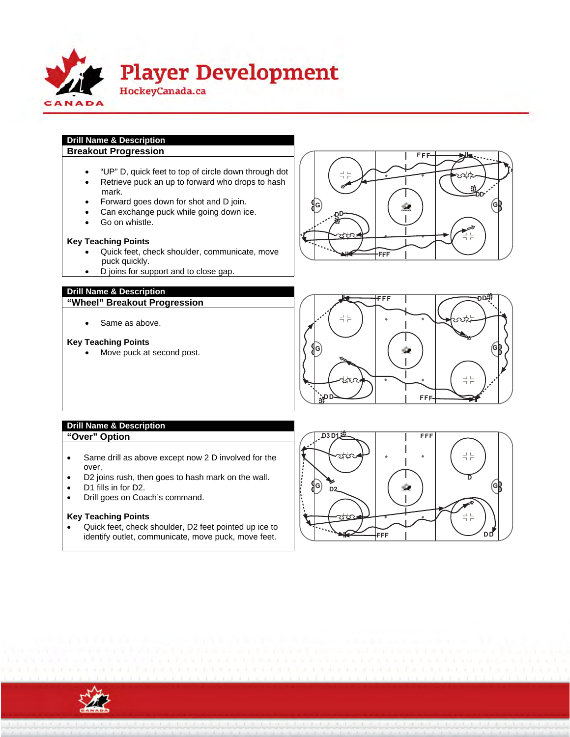# Player Development

HockeyCanada.ca

**Drill Name & Description**

**Breakout Progression**

- "UP" D, quick feet to top of circle down through dot
- Retrieve puck an up to forward who drops to hash mark.
- Forward goes down for shot and D join.
- Can exchange puck while going down ice.
- Go on whistle.

**Key Teaching Points**

- Quick feet, check shoulder, communicate, move puck quickly.
- D joins for support and to close gap.

**Drill Name & Description**

**"Wheel" Breakout Progression**

- Same as above.

**Key Teaching Points**

- Move puck at second post.

**Drill Name & Description**

**"Over" Option**

- Same drill as above except now 2 D involved for the over.
- D2 joins rush, then goes to hash mark on the wall.
- D1 fills in for D2.
- Drill goes on Coach's command.

**Key Teaching Points**

- Quick feet, check shoulder, D2 feet pointed up ice to identify outlet, communicate, move puck, move feet.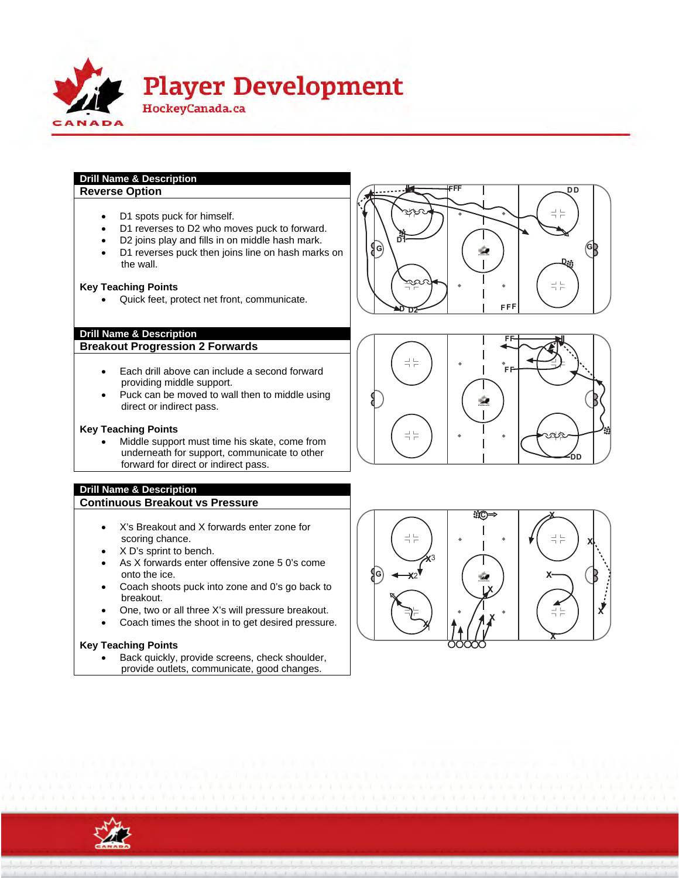## Drill Name & Description

### Reverse Option

- D1 spots puck for himself.
- D1 reverses to D2 who moves puck to forward.
- D2 joins play and fills in on middle hash mark.
- D1 reverses puck then joins line on hash marks on the wall.

**Key Teaching Points**

- Quick feet, protect net front, communicate.

## Drill Name & Description

### Breakout Progression 2 Forwards

- Each drill above can include a second forward providing middle support.
- Puck can be moved to wall then to middle using direct or indirect pass.

**Key Teaching Points**

- Middle support must time his skate, come from underneath for support, communicate to other forward for direct or indirect pass.

## Drill Name & Description

### Continuous Breakout vs Pressure

- X's Breakout and X forwards enter zone for scoring chance.
- X D's sprint to bench.
- As X forwards enter offensive zone 5 0's come onto the ice.
- Coach shoots puck into zone and 0's go back to breakout.
- One, two or all three X's will pressure breakout.
- Coach times the shoot in to get desired pressure.

**Key Teaching Points**

- Back quickly, provide screens, check shoulder, provide outlets, communicate, good changes.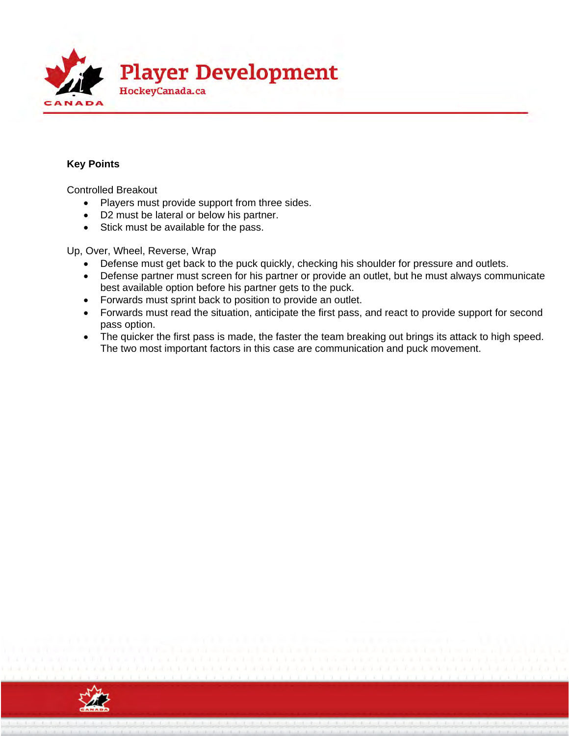**Key Points**

Controlled Breakout

- Players must provide support from three sides.
- D2 must be lateral or below his partner.
- Stick must be available for the pass.

Up, Over, Wheel, Reverse, Wrap

- Defense must get back to the puck quickly, checking his shoulder for pressure and outlets.
- Defense partner must screen for his partner or provide an outlet, but he must always communicate best available option before his partner gets to the puck.
- Forwards must sprint back to position to provide an outlet.
- Forwards must read the situation, anticipate the first pass, and react to provide support for second pass option.
- The quicker the first pass is made, the faster the team breaking out brings its attack to high speed. The two most important factors in this case are communication and puck movement.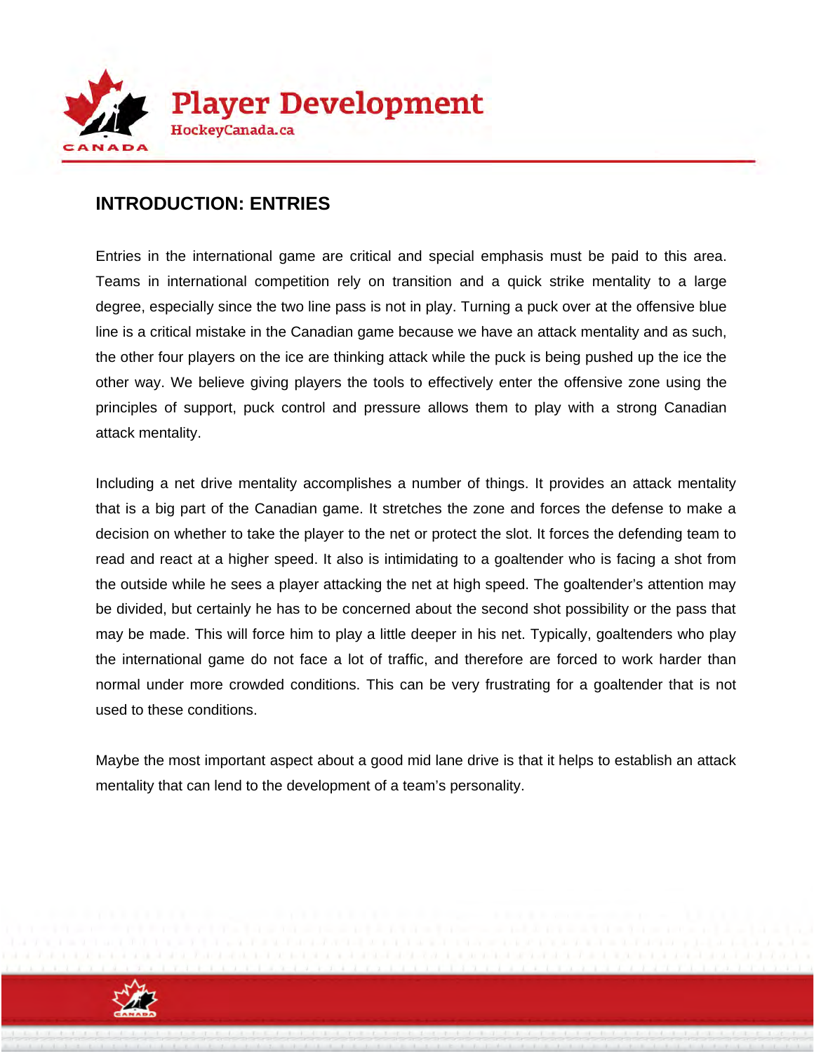## INTRODUCTION: ENTRIES

Entries in the international game are critical and special emphasis must be paid to this area. Teams in international competition rely on transition and a quick strike mentality to a large degree, especially since the two line pass is not in play. Turning a puck over at the offensive blue line is a critical mistake in the Canadian game because we have an attack mentality and as such, the other four players on the ice are thinking attack while the puck is being pushed up the ice the other way. We believe giving players the tools to effectively enter the offensive zone using the principles of support, puck control and pressure allows them to play with a strong Canadian attack mentality.

Including a net drive mentality accomplishes a number of things. It provides an attack mentality that is a big part of the Canadian game. It stretches the zone and forces the defense to make a decision on whether to take the player to the net or protect the slot. It forces the defending team to read and react at a higher speed. It also is intimidating to a goaltender who is facing a shot from the outside while he sees a player attacking the net at high speed. The goaltender's attention may be divided, but certainly he has to be concerned about the second shot possibility or the pass that may be made. This will force him to play a little deeper in his net. Typically, goaltenders who play the international game do not face a lot of traffic, and therefore are forced to work harder than normal under more crowded conditions. This can be very frustrating for a goaltender that is not used to these conditions.

Maybe the most important aspect about a good mid lane drive is that it helps to establish an attack mentality that can lend to the development of a team's personality.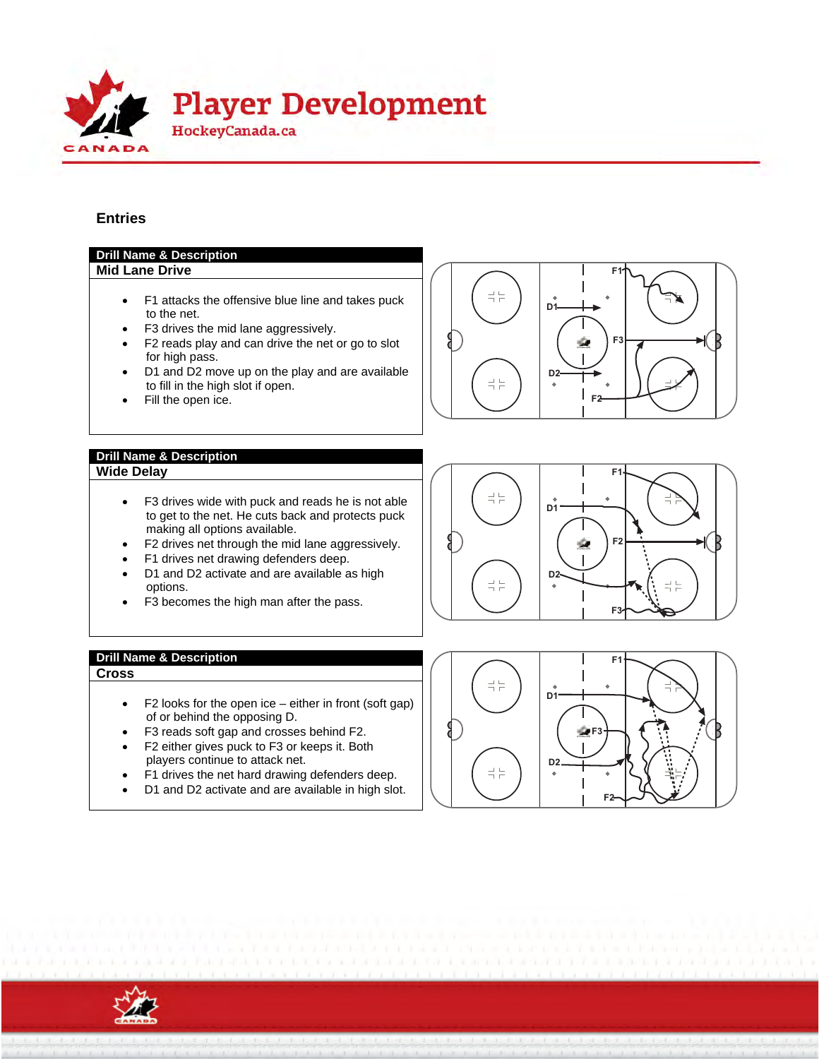## Entries

### Drill Name & Description

**Mid Lane Drive**

- F1 attacks the offensive blue line and takes puck to the net.
- F3 drives the mid lane aggressively.
- F2 reads play and can drive the net or go to slot for high pass.
- D1 and D2 move up on the play and are available to fill in the high slot if open.
- Fill the open ice.

### Drill Name & Description

**Wide Delay**

- F3 drives wide with puck and reads he is not able to get to the net. He cuts back and protects puck making all options available.
- F2 drives net through the mid lane aggressively.
- F1 drives net drawing defenders deep.
- D1 and D2 activate and are available as high options.
- F3 becomes the high man after the pass.

### Drill Name & Description

**Cross**

- F2 looks for the open ice – either in front (soft gap) of or behind the opposing D.
- F3 reads soft gap and crosses behind F2.
- F2 either gives puck to F3 or keeps it. Both players continue to attack net.
- F1 drives the net hard drawing defenders deep.
- D1 and D2 activate and are available in high slot.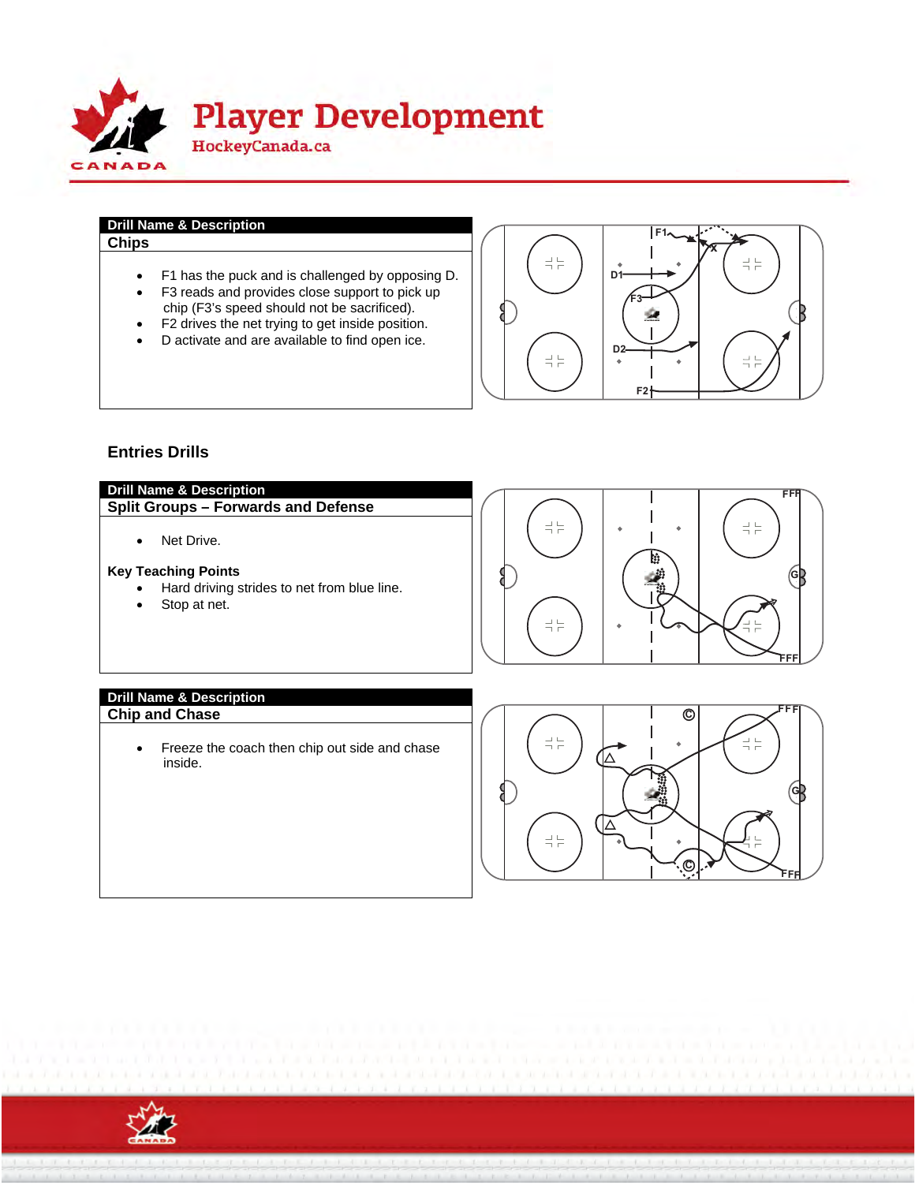| Drill Name & Description |
| --- |
| **Chips** |
| • F1 has the puck and is challenged by opposing D.<br>• F3 reads and provides close support to pick up chip (F3's speed should not be sacrificed).<br>• F2 drives the net trying to get inside position.<br>• D activate and are available to find open ice. |

## Entries Drills

| Drill Name & Description |
| --- |
| **Split Groups – Forwards and Defense** |
| • Net Drive.<br><br>**Key Teaching Points**<br>• Hard driving strides to net from blue line.<br>• Stop at net. |

| Drill Name & Description |
| --- |
| **Chip and Chase** |
| • Freeze the coach then chip out side and chase inside. |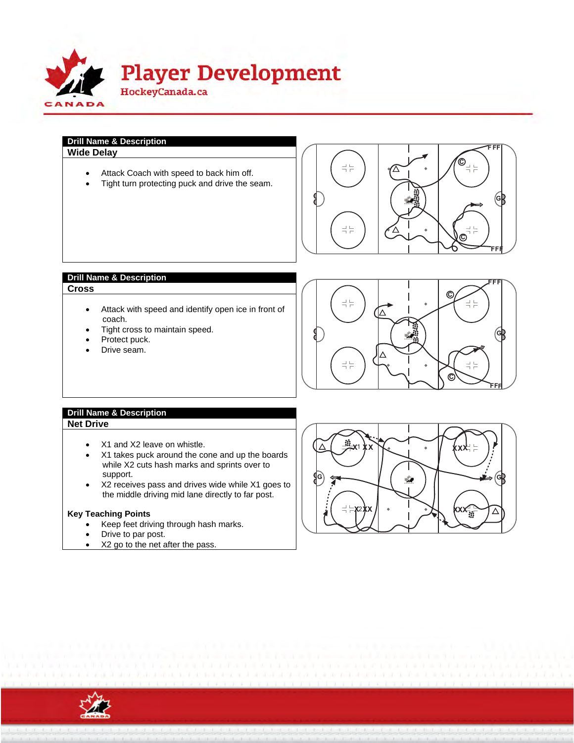# Player Development

HockeyCanada.ca

## Drill Name & Description

### Wide Delay

- Attack Coach with speed to back him off.
- Tight turn protecting puck and drive the seam.

## Drill Name & Description

### Cross

- Attack with speed and identify open ice in front of coach.
- Tight cross to maintain speed.
- Protect puck.
- Drive seam.

## Drill Name & Description

### Net Drive

- X1 and X2 leave on whistle.
- X1 takes puck around the cone and up the boards while X2 cuts hash marks and sprints over to support.
- X2 receives pass and drives wide while X1 goes to the middle driving mid lane directly to far post.

**Key Teaching Points**

- Keep feet driving through hash marks.
- Drive to par post.
- X2 go to the net after the pass.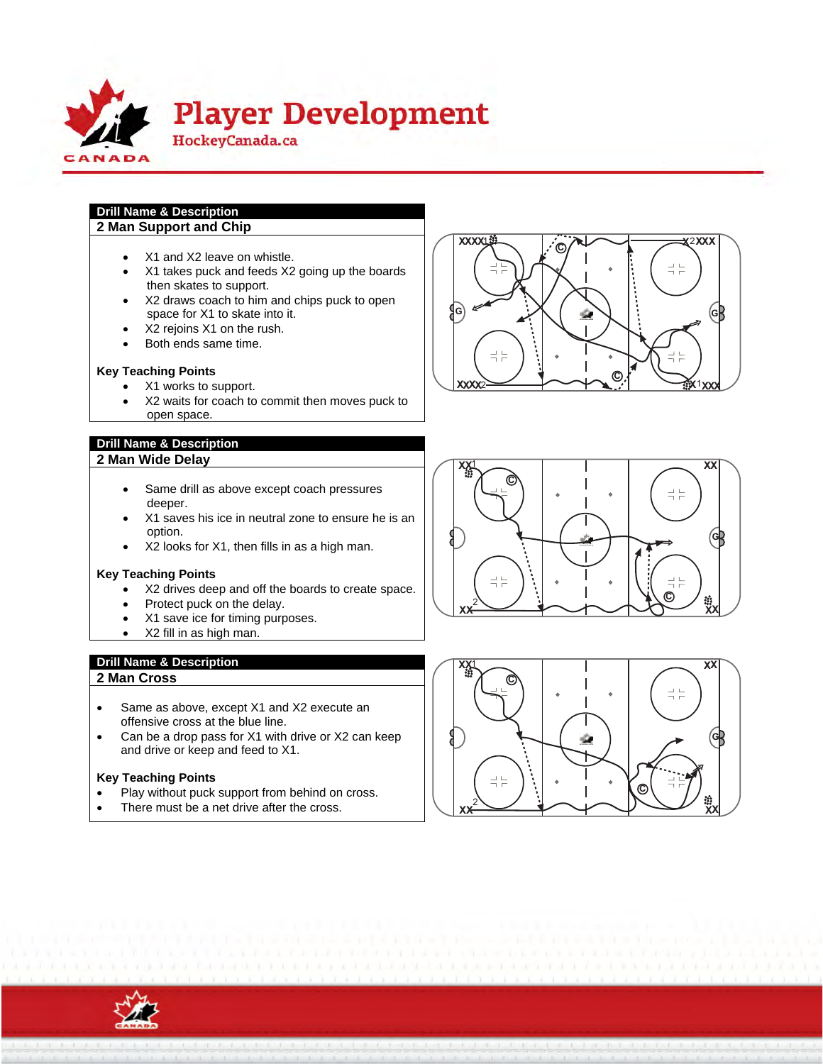# Player Development

HockeyCanada.ca

## Drill Name & Description

### 2 Man Support and Chip

- X1 and X2 leave on whistle.
- X1 takes puck and feeds X2 going up the boards then skates to support.
- X2 draws coach to him and chips puck to open space for X1 to skate into it.
- X2 rejoins X1 on the rush.
- Both ends same time.

**Key Teaching Points**

- X1 works to support.
- X2 waits for coach to commit then moves puck to open space.

## Drill Name & Description

### 2 Man Wide Delay

- Same drill as above except coach pressures deeper.
- X1 saves his ice in neutral zone to ensure he is an option.
- X2 looks for X1, then fills in as a high man.

**Key Teaching Points**

- X2 drives deep and off the boards to create space.
- Protect puck on the delay.
- X1 save ice for timing purposes.
- X2 fill in as high man.

## Drill Name & Description

### 2 Man Cross

- Same as above, except X1 and X2 execute an offensive cross at the blue line.
- Can be a drop pass for X1 with drive or X2 can keep and drive or keep and feed to X1.

**Key Teaching Points**

- Play without puck support from behind on cross.
- There must be a net drive after the cross.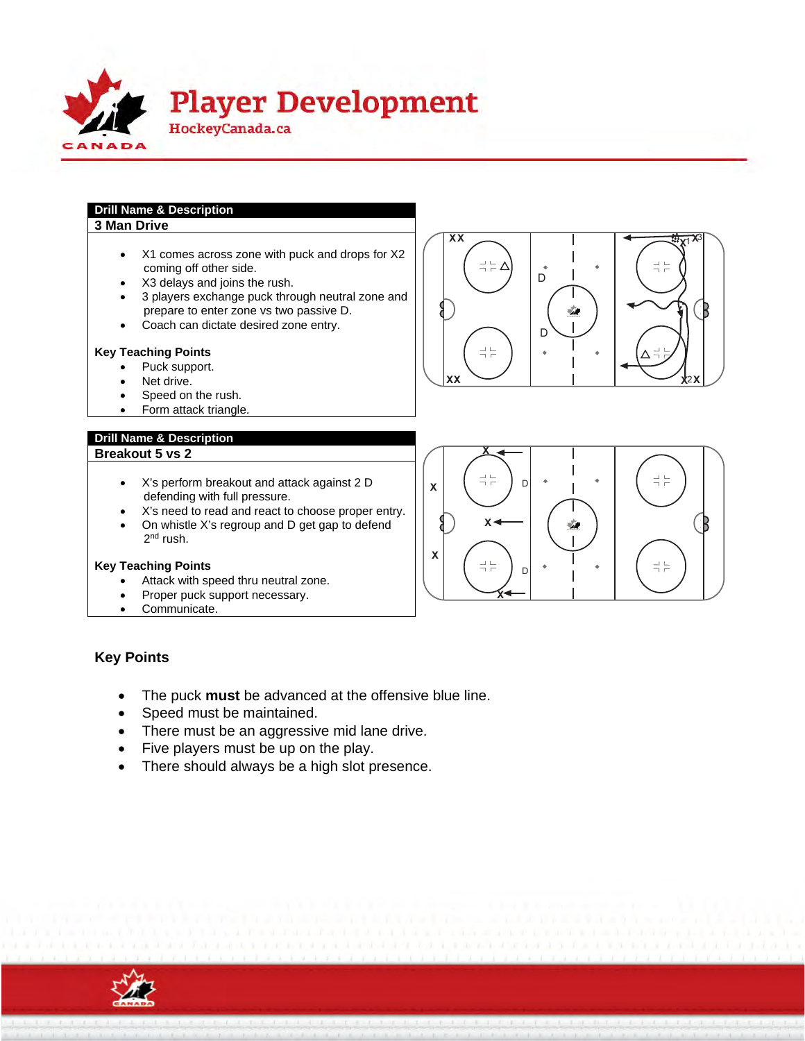| Drill Name & Description |
| --- |
| **3 Man Drive** |

- X1 comes across zone with puck and drops for X2 coming off other side.
- X3 delays and joins the rush.
- 3 players exchange puck through neutral zone and prepare to enter zone vs two passive D.
- Coach can dictate desired zone entry.

**Key Teaching Points**

- Puck support.
- Net drive.
- Speed on the rush.
- Form attack triangle.

| Drill Name & Description |
| --- |
| **Breakout 5 vs 2** |

- X's perform breakout and attack against 2 D defending with full pressure.
- X's need to read and react to choose proper entry.
- On whistle X's regroup and D get gap to defend 2nd rush.

**Key Teaching Points**

- Attack with speed thru neutral zone.
- Proper puck support necessary.
- Communicate.

## Key Points

- The puck **must** be advanced at the offensive blue line.
- Speed must be maintained.
- There must be an aggressive mid lane drive.
- Five players must be up on the play.
- There should always be a high slot presence.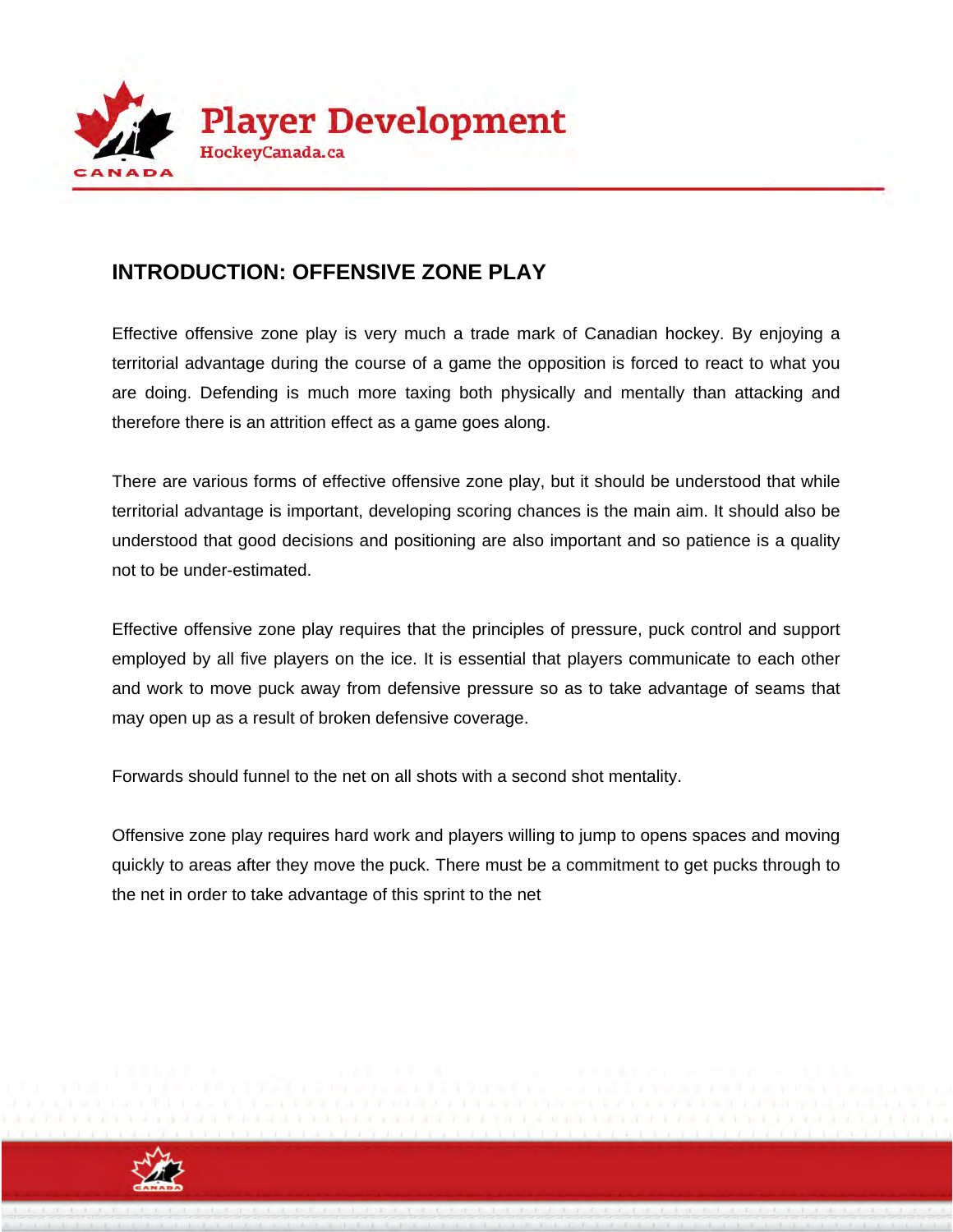## INTRODUCTION: OFFENSIVE ZONE PLAY

Effective offensive zone play is very much a trade mark of Canadian hockey. By enjoying a territorial advantage during the course of a game the opposition is forced to react to what you are doing. Defending is much more taxing both physically and mentally than attacking and therefore there is an attrition effect as a game goes along.

There are various forms of effective offensive zone play, but it should be understood that while territorial advantage is important, developing scoring chances is the main aim. It should also be understood that good decisions and positioning are also important and so patience is a quality not to be under-estimated.

Effective offensive zone play requires that the principles of pressure, puck control and support employed by all five players on the ice. It is essential that players communicate to each other and work to move puck away from defensive pressure so as to take advantage of seams that may open up as a result of broken defensive coverage.

Forwards should funnel to the net on all shots with a second shot mentality.

Offensive zone play requires hard work and players willing to jump to opens spaces and moving quickly to areas after they move the puck. There must be a commitment to get pucks through to the net in order to take advantage of this sprint to the net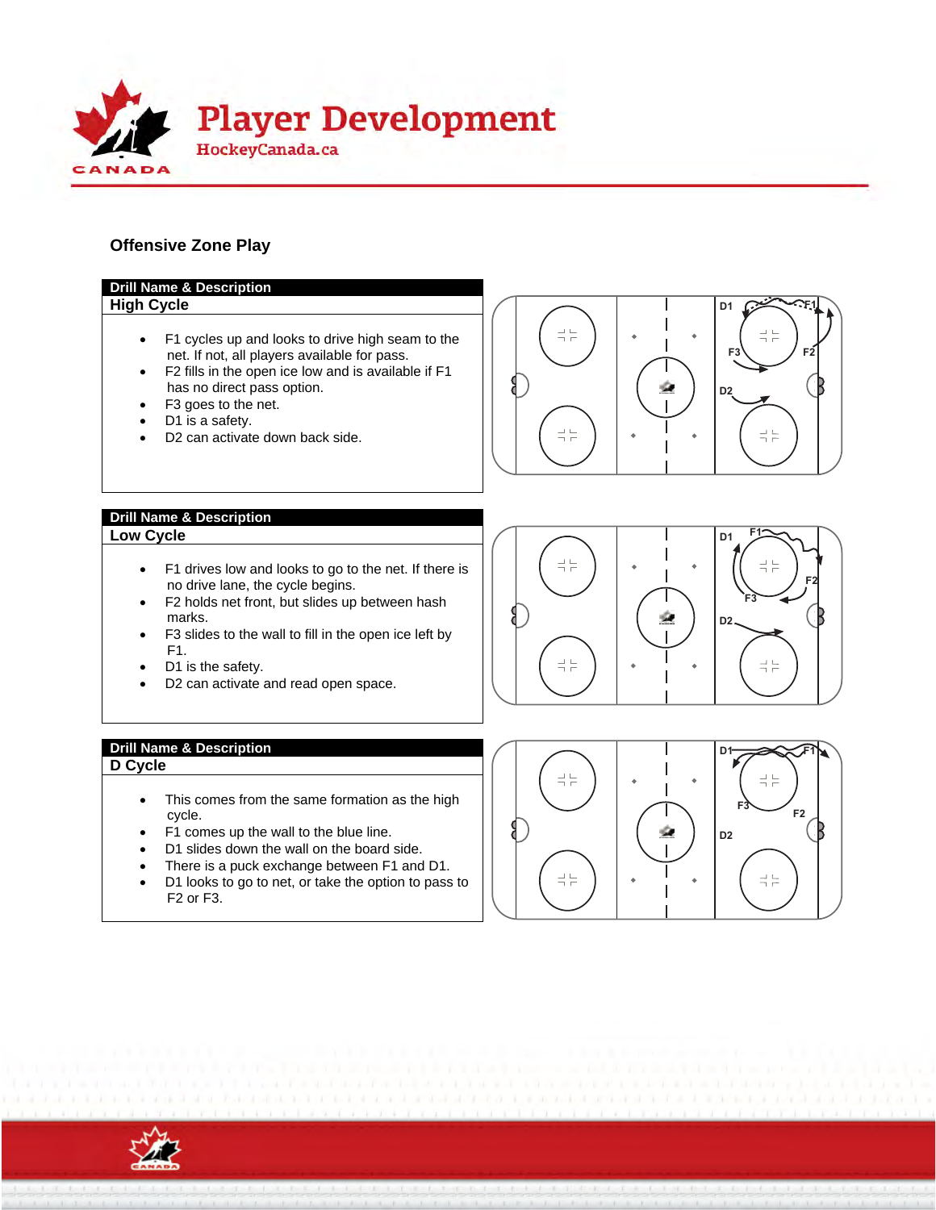## Offensive Zone Play

### Drill Name & Description

**High Cycle**

- F1 cycles up and looks to drive high seam to the net. If not, all players available for pass.
- F2 fills in the open ice low and is available if F1 has no direct pass option.
- F3 goes to the net.
- D1 is a safety.
- D2 can activate down back side.

### Drill Name & Description

**Low Cycle**

- F1 drives low and looks to go to the net. If there is no drive lane, the cycle begins.
- F2 holds net front, but slides up between hash marks.
- F3 slides to the wall to fill in the open ice left by F1.
- D1 is the safety.
- D2 can activate and read open space.

### Drill Name & Description

**D Cycle**

- This comes from the same formation as the high cycle.
- F1 comes up the wall to the blue line.
- D1 slides down the wall on the board side.
- There is a puck exchange between F1 and D1.
- D1 looks to go to net, or take the option to pass to F2 or F3.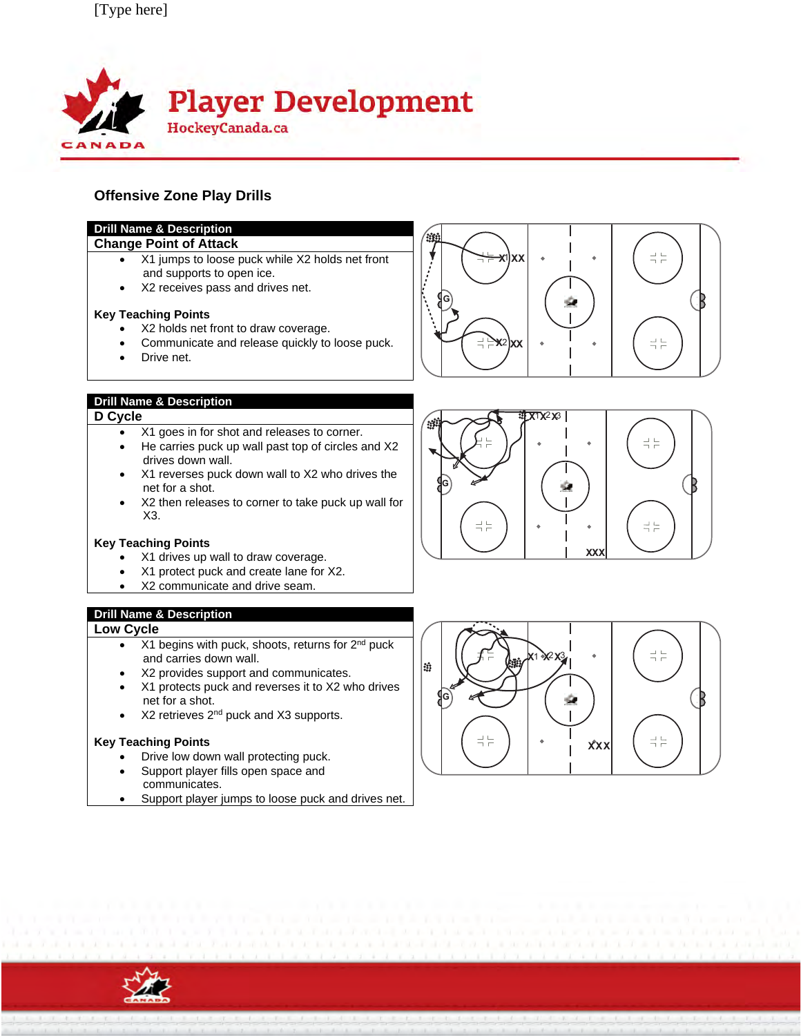[Type here]

# Player Development

HockeyCanada.ca

## Offensive Zone Play Drills

**Drill Name & Description**

### Change Point of Attack

- X1 jumps to loose puck while X2 holds net front and supports to open ice.
- X2 receives pass and drives net.

**Key Teaching Points**

- X2 holds net front to draw coverage.
- Communicate and release quickly to loose puck.
- Drive net.

**Drill Name & Description**

### D Cycle

- X1 goes in for shot and releases to corner.
- He carries puck up wall past top of circles and X2 drives down wall.
- X1 reverses puck down wall to X2 who drives the net for a shot.
- X2 then releases to corner to take puck up wall for X3.

**Key Teaching Points**

- X1 drives up wall to draw coverage.
- X1 protect puck and create lane for X2.
- X2 communicate and drive seam.

**Drill Name & Description**

### Low Cycle

- X1 begins with puck, shoots, returns for 2nd puck and carries down wall.
- X2 provides support and communicates.
- X1 protects puck and reverses it to X2 who drives net for a shot.
- X2 retrieves 2nd puck and X3 supports.

**Key Teaching Points**

- Drive low down wall protecting puck.
- Support player fills open space and communicates.
- Support player jumps to loose puck and drives net.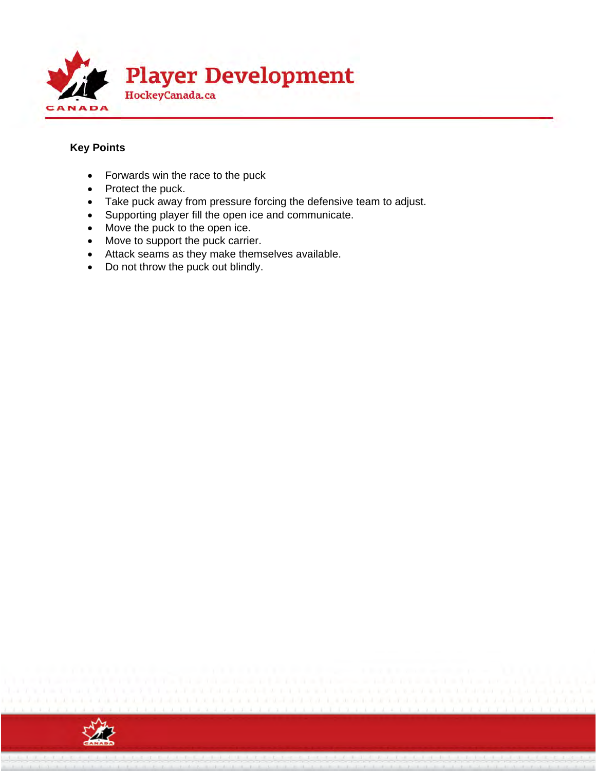**Key Points**

- Forwards win the race to the puck
- Protect the puck.
- Take puck away from pressure forcing the defensive team to adjust.
- Supporting player fill the open ice and communicate.
- Move the puck to the open ice.
- Move to support the puck carrier.
- Attack seams as they make themselves available.
- Do not throw the puck out blindly.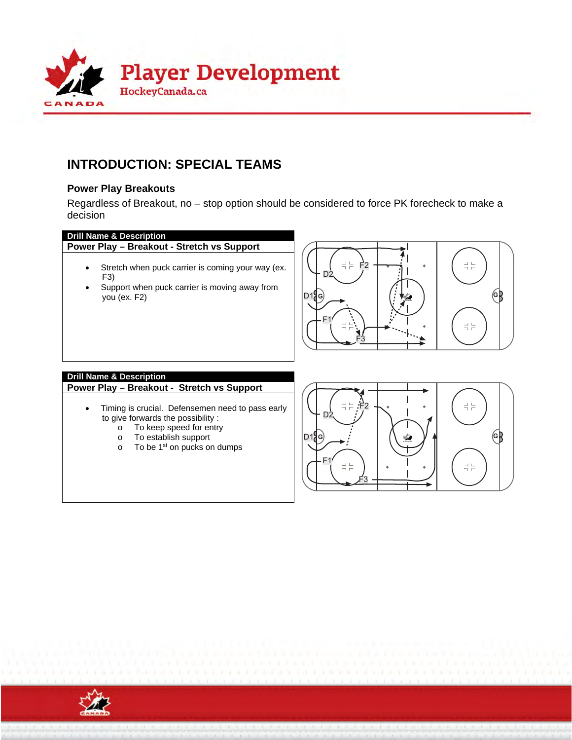# INTRODUCTION: SPECIAL TEAMS

### Power Play Breakouts

Regardless of Breakout, no – stop option should be considered to force PK forecheck to make a decision

| Drill Name & Description |
|---|
| **Power Play – Breakout - Stretch vs Support** |
| • Stretch when puck carrier is coming your way (ex. F3)<br>• Support when puck carrier is moving away from you (ex. F2) |

| Drill Name & Description |
|---|
| **Power Play – Breakout - Stretch vs Support** |
| • Timing is crucial. Defensemen need to pass early to give forwards the possibility :<br>  o To keep speed for entry<br>  o To establish support<br>  o To be 1st on pucks on dumps |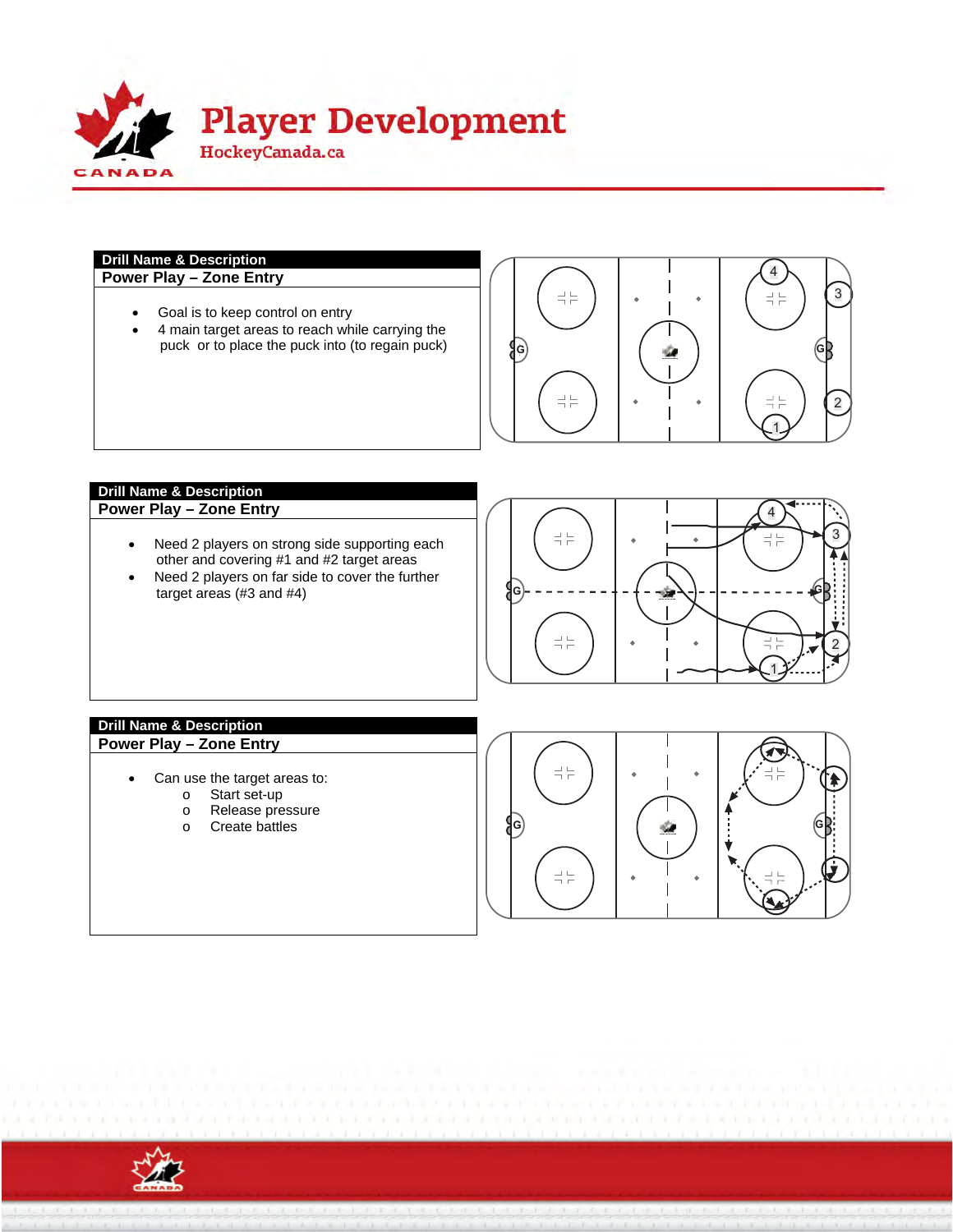| Drill Name & Description |
| --- |
| **Power Play – Zone Entry** |
| • Goal is to keep control on entry<br>• 4 main target areas to reach while carrying the puck or to place the puck into (to regain puck) |

| Drill Name & Description |
| --- |
| **Power Play – Zone Entry** |
| • Need 2 players on strong side supporting each other and covering #1 and #2 target areas<br>• Need 2 players on far side to cover the further target areas (#3 and #4) |

| Drill Name & Description |
| --- |
| **Power Play – Zone Entry** |
| • Can use the target areas to:<br>  o Start set-up<br>  o Release pressure<br>  o Create battles |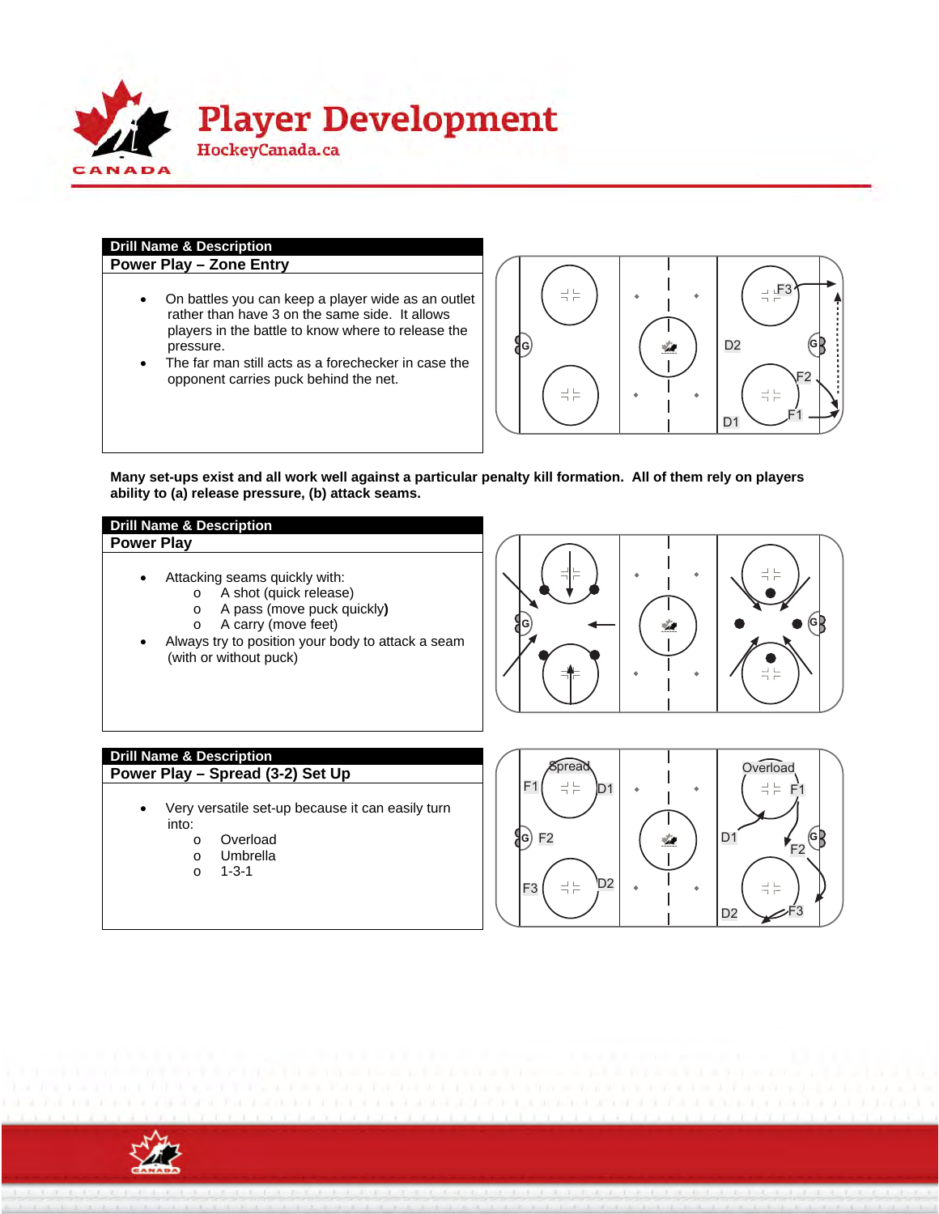| Drill Name & Description |
| --- |
| **Power Play – Zone Entry** |

- On battles you can keep a player wide as an outlet rather than have 3 on the same side. It allows players in the battle to know where to release the pressure.
- The far man still acts as a forechecker in case the opponent carries puck behind the net.

**Many set-ups exist and all work well against a particular penalty kill formation. All of them rely on players ability to (a) release pressure, (b) attack seams.**

| Drill Name & Description |
| --- |
| **Power Play** |

- Attacking seams quickly with:
  - A shot (quick release)
  - A pass (move puck quickly**)**
  - A carry (move feet)
- Always try to position your body to attack a seam (with or without puck)

| Drill Name & Description |
| --- |
| **Power Play – Spread (3-2) Set Up** |

- Very versatile set-up because it can easily turn into:
  - Overload
  - Umbrella
  - 1-3-1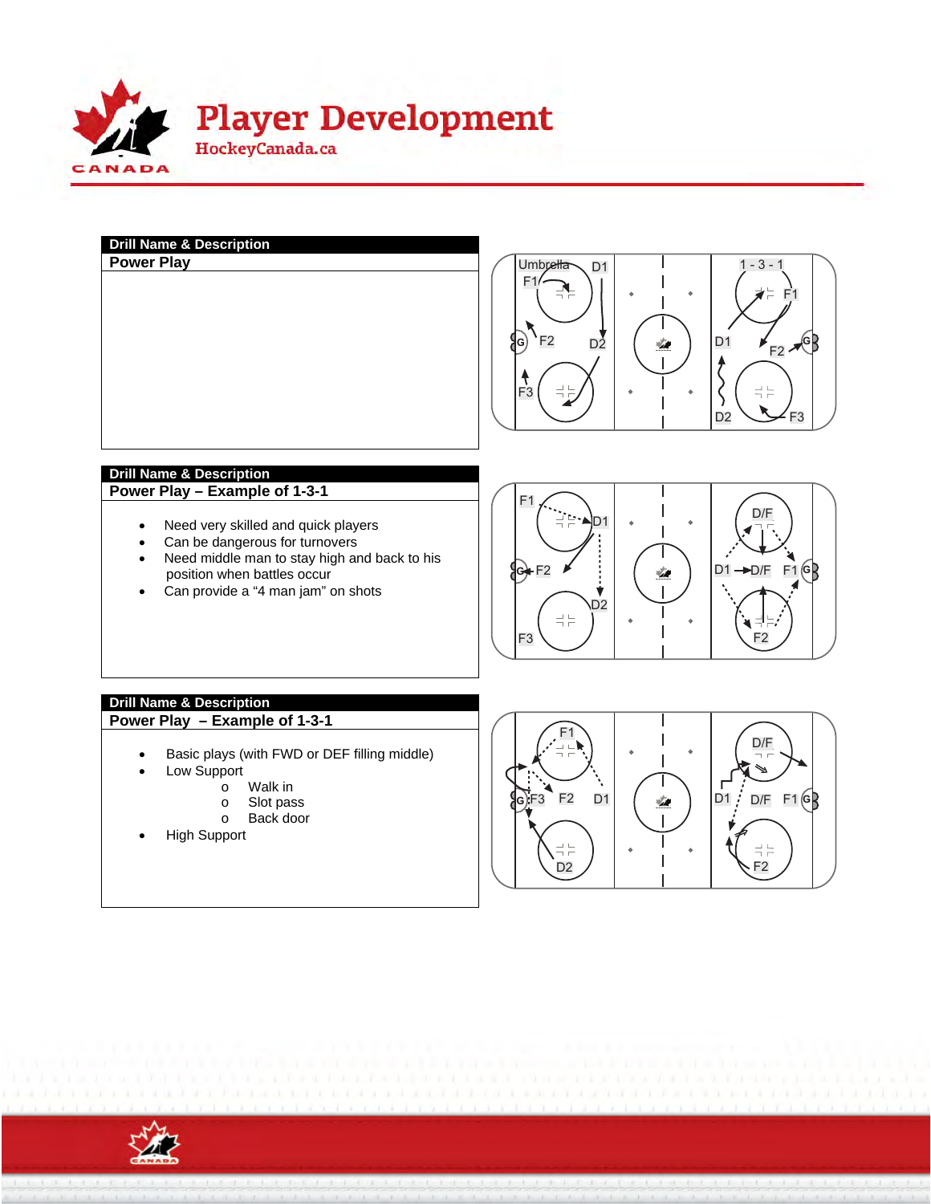| Drill Name & Description |
|---|
| **Power Play** |

| Drill Name & Description |
|---|
| **Power Play – Example of 1-3-1** |

- Need very skilled and quick players
- Can be dangerous for turnovers
- Need middle man to stay high and back to his position when battles occur
- Can provide a “4 man jam” on shots

| Drill Name & Description |
|---|
| **Power Play – Example of 1-3-1** |

- Basic plays (with FWD or DEF filling middle)
- Low Support
    - Walk in
    - Slot pass
    - Back door
- High Support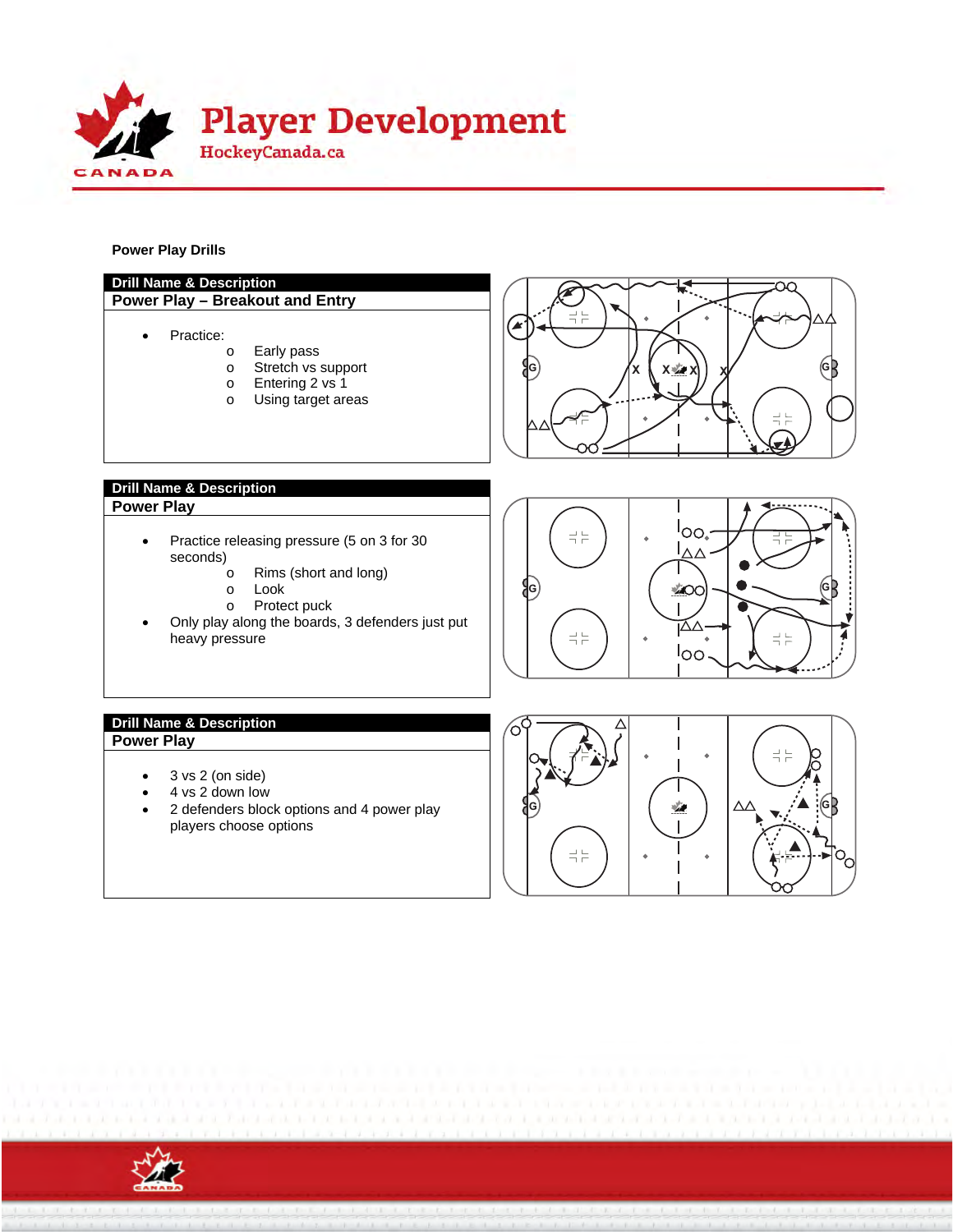**Power Play Drills**

| Drill Name & Description |
|---|
| **Power Play – Breakout and Entry** |
| • Practice:<br>  o Early pass<br>  o Stretch vs support<br>  o Entering 2 vs 1<br>  o Using target areas |

| Drill Name & Description |
|---|
| **Power Play** |
| • Practice releasing pressure (5 on 3 for 30 seconds)<br>  o Rims (short and long)<br>  o Look<br>  o Protect puck<br>• Only play along the boards, 3 defenders just put heavy pressure |

| Drill Name & Description |
|---|
| **Power Play** |
| • 3 vs 2 (on side)<br>• 4 vs 2 down low<br>• 2 defenders block options and 4 power play players choose options |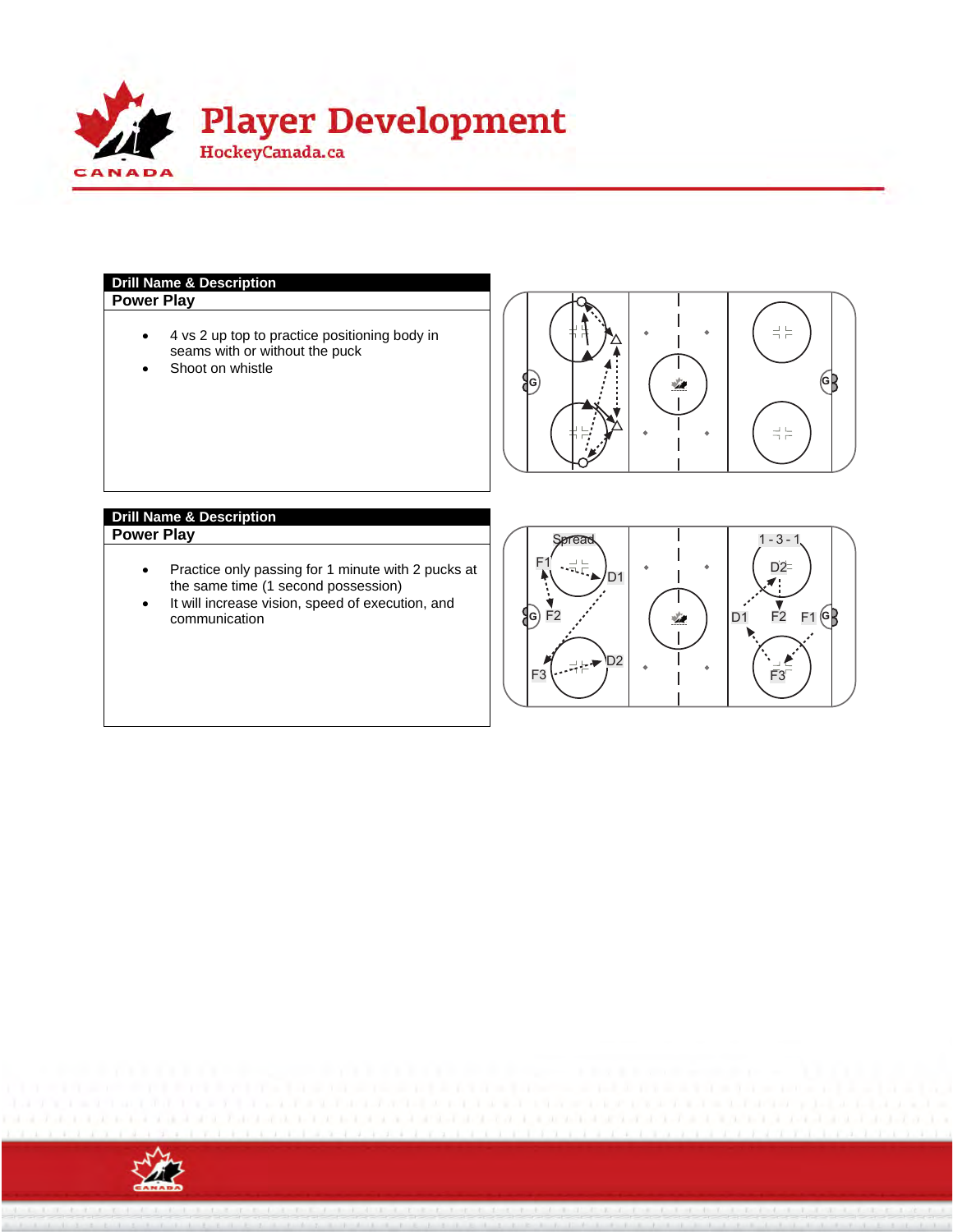**Drill Name & Description**

**Power Play**

- 4 vs 2 up top to practice positioning body in seams with or without the puck
- Shoot on whistle

**Drill Name & Description**

**Power Play**

- Practice only passing for 1 minute with 2 pucks at the same time (1 second possession)
- It will increase vision, speed of execution, and communication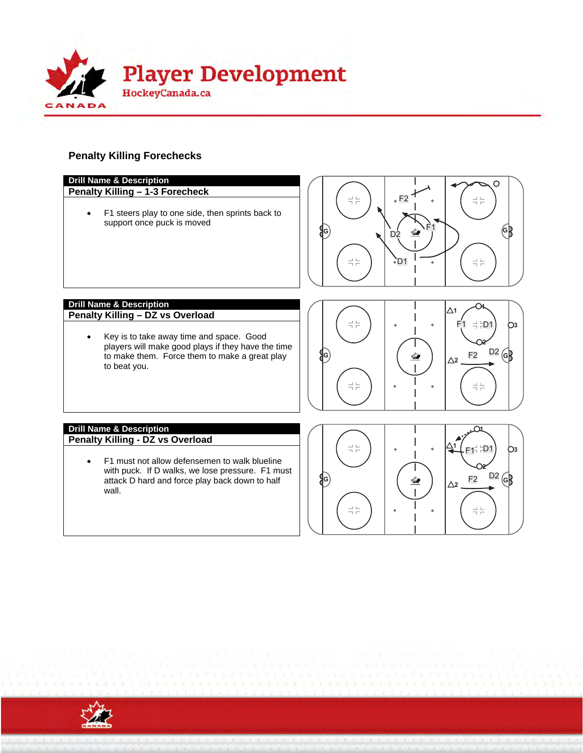## Penalty Killing Forechecks

| Drill Name & Description |
|---|
| **Penalty Killing – 1-3 Forecheck** |
| • F1 steers play to one side, then sprints back to support once puck is moved |

| Drill Name & Description |
|---|
| **Penalty Killing – DZ vs Overload** |
| • Key is to take away time and space. Good players will make good plays if they have the time to make them. Force them to make a great play to beat you. |

| Drill Name & Description |
|---|
| **Penalty Killing - DZ vs Overload** |
| • F1 must not allow defensemen to walk blueline with puck. If D walks, we lose pressure. F1 must attack D hard and force play back down to half wall. |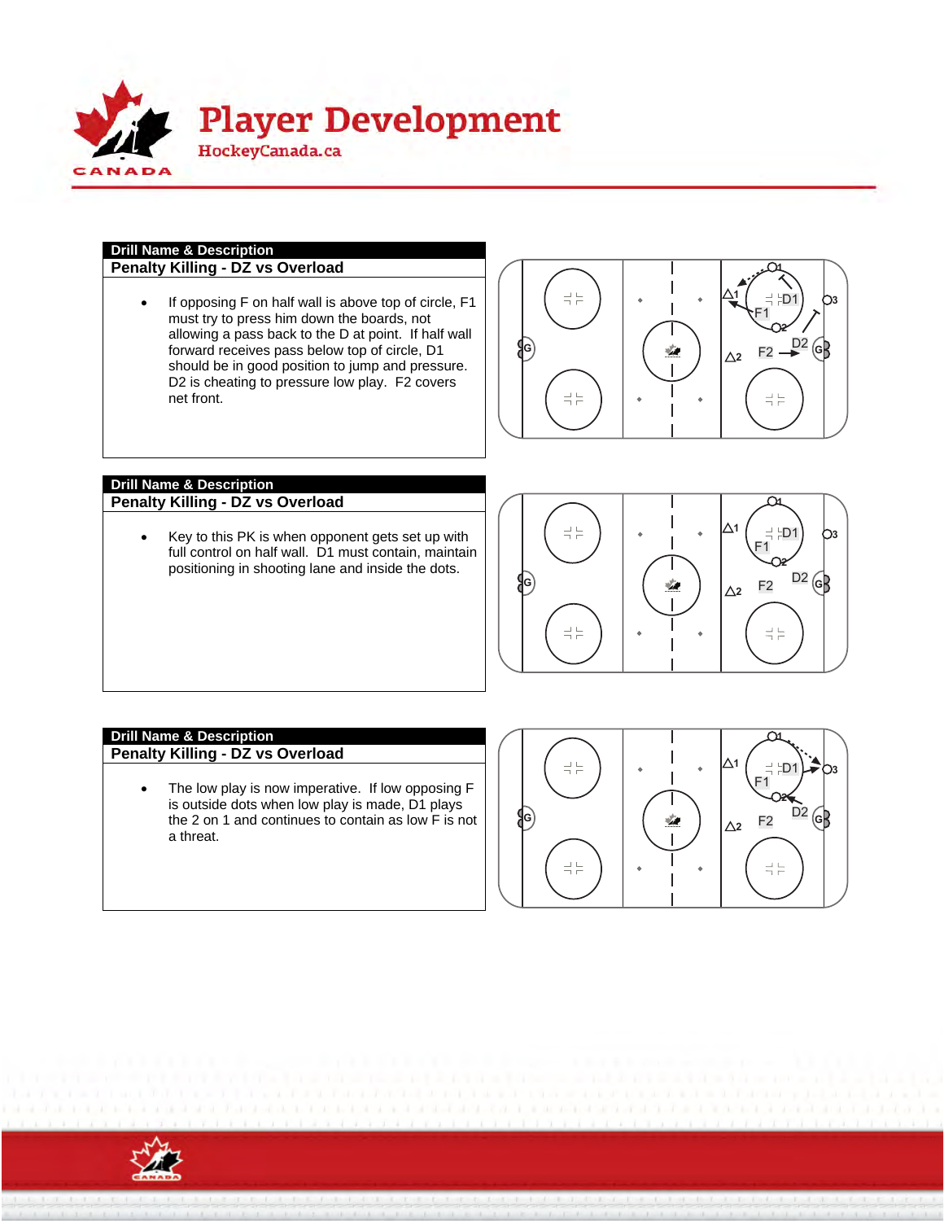# Player Development

HockeyCanada.ca

**Drill Name & Description**

**Penalty Killing - DZ vs Overload**

- If opposing F on half wall is above top of circle, F1 must try to press him down the boards, not allowing a pass back to the D at point. If half wall forward receives pass below top of circle, D1 should be in good position to jump and pressure. D2 is cheating to pressure low play. F2 covers net front.

**Drill Name & Description**

**Penalty Killing - DZ vs Overload**

- Key to this PK is when opponent gets set up with full control on half wall. D1 must contain, maintain positioning in shooting lane and inside the dots.

**Drill Name & Description**

**Penalty Killing - DZ vs Overload**

- The low play is now imperative. If low opposing F is outside dots when low play is made, D1 plays the 2 on 1 and continues to contain as low F is not a threat.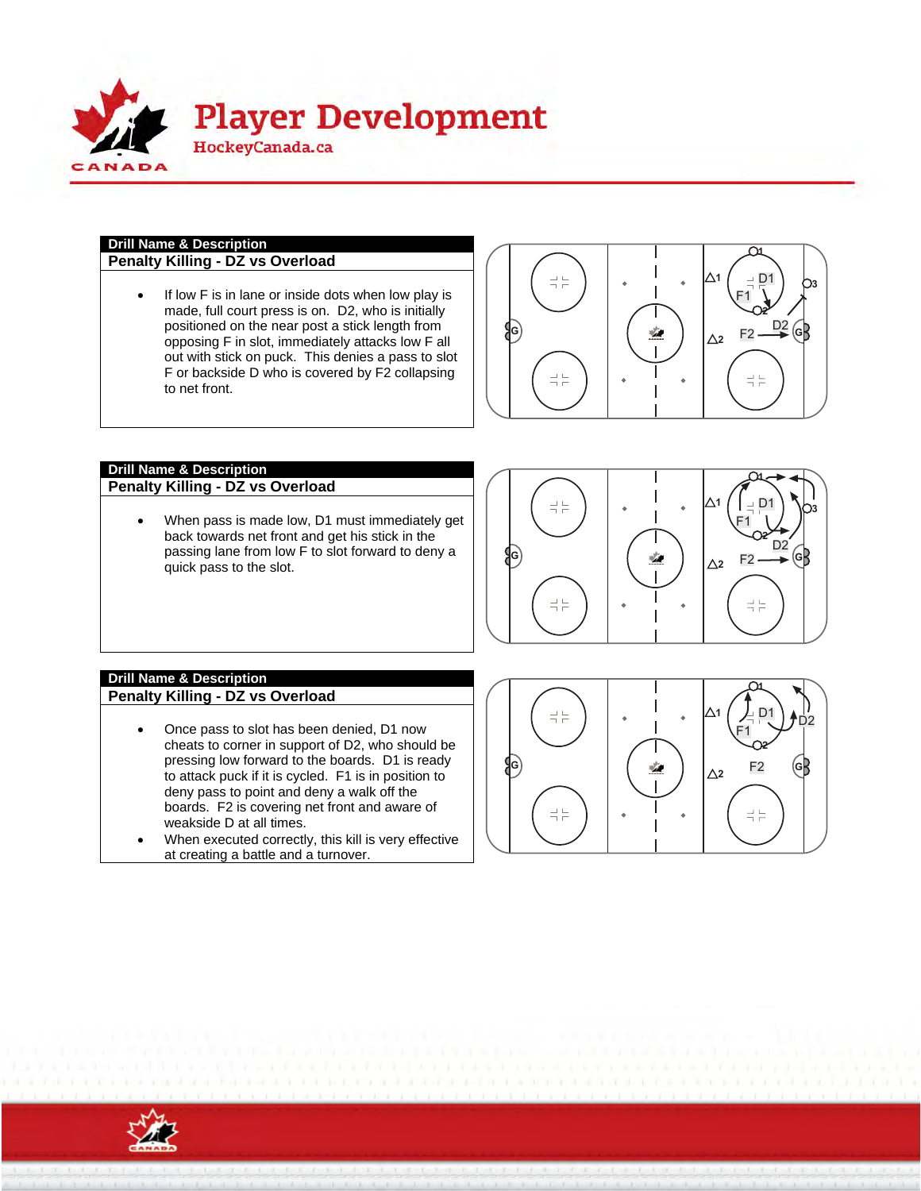Player Development

HockeyCanada.ca

**Drill Name & Description**

**Penalty Killing - DZ vs Overload**

- If low F is in lane or inside dots when low play is made, full court press is on. D2, who is initially positioned on the near post a stick length from opposing F in slot, immediately attacks low F all out with stick on puck. This denies a pass to slot F or backside D who is covered by F2 collapsing to net front.

**Drill Name & Description**

**Penalty Killing - DZ vs Overload**

- When pass is made low, D1 must immediately get back towards net front and get his stick in the passing lane from low F to slot forward to deny a quick pass to the slot.

**Drill Name & Description**

**Penalty Killing - DZ vs Overload**

- Once pass to slot has been denied, D1 now cheats to corner in support of D2, who should be pressing low forward to the boards. D1 is ready to attack puck if it is cycled. F1 is in position to deny pass to point and deny a walk off the boards. F2 is covering net front and aware of weakside D at all times.
- When executed correctly, this kill is very effective at creating a battle and a turnover.